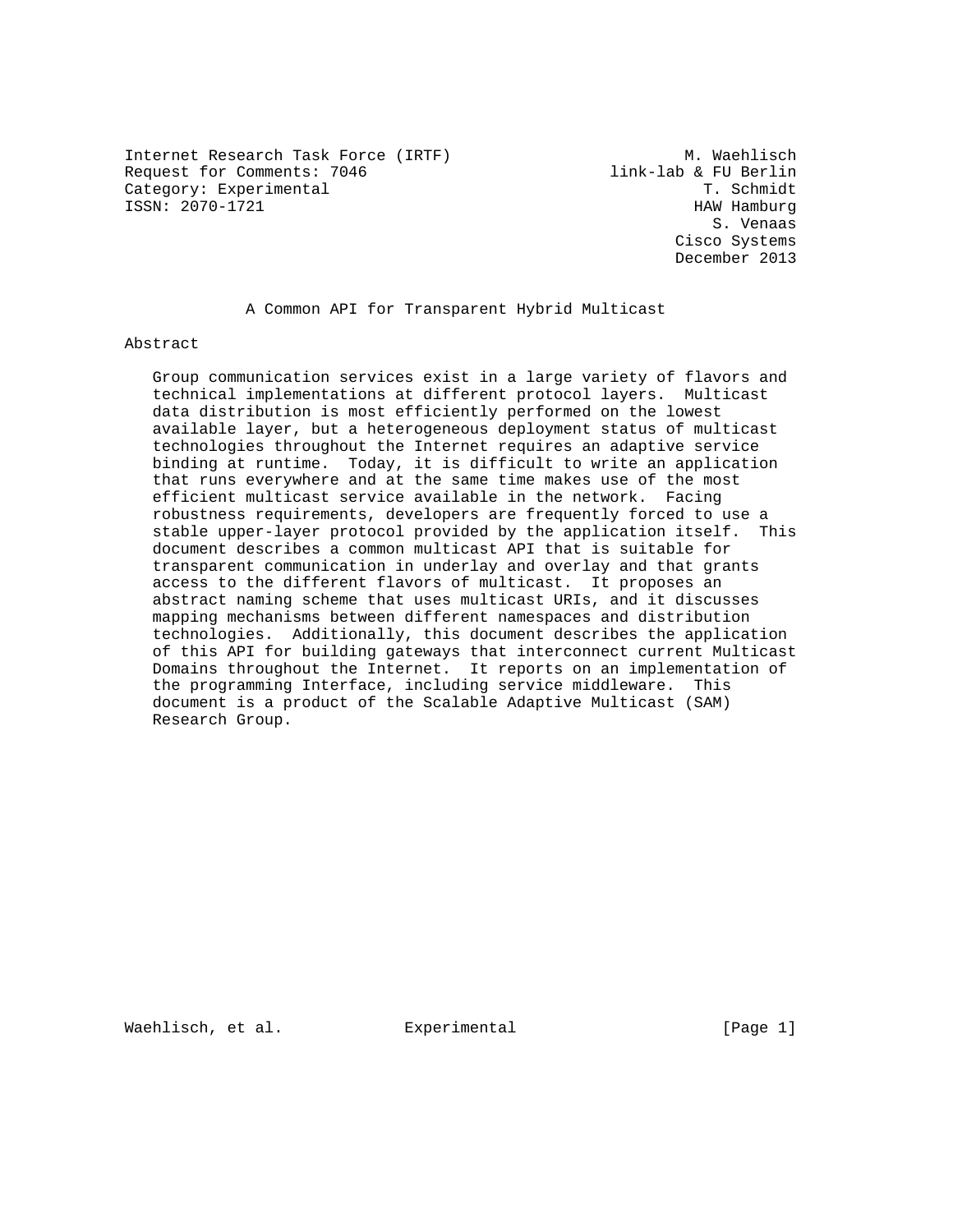Internet Research Task Force (IRTF)  
Request for Comments: 7046  
Category: Experimental  
ISSN: 2070-1721

M. Waehlisch  
link-lab & FU Berlin  
T. Schmidt  
HAW Hamburg  
S. Venaas  
Cisco Systems  
December 2013

# A Common API for Transparent Hybrid Multicast

## Abstract

Group communication services exist in a large variety of flavors and technical implementations at different protocol layers. Multicast data distribution is most efficiently performed on the lowest available layer, but a heterogeneous deployment status of multicast technologies throughout the Internet requires an adaptive service binding at runtime. Today, it is difficult to write an application that runs everywhere and at the same time makes use of the most efficient multicast service available in the network. Facing robustness requirements, developers are frequently forced to use a stable upper-layer protocol provided by the application itself. This document describes a common multicast API that is suitable for transparent communication in underlay and overlay and that grants access to the different flavors of multicast. It proposes an abstract naming scheme that uses multicast URIs, and it discusses mapping mechanisms between different namespaces and distribution technologies. Additionally, this document describes the application of this API for building gateways that interconnect current Multicast Domains throughout the Internet. It reports on an implementation of the programming Interface, including service middleware. This document is a product of the Scalable Adaptive Multicast (SAM) Research Group.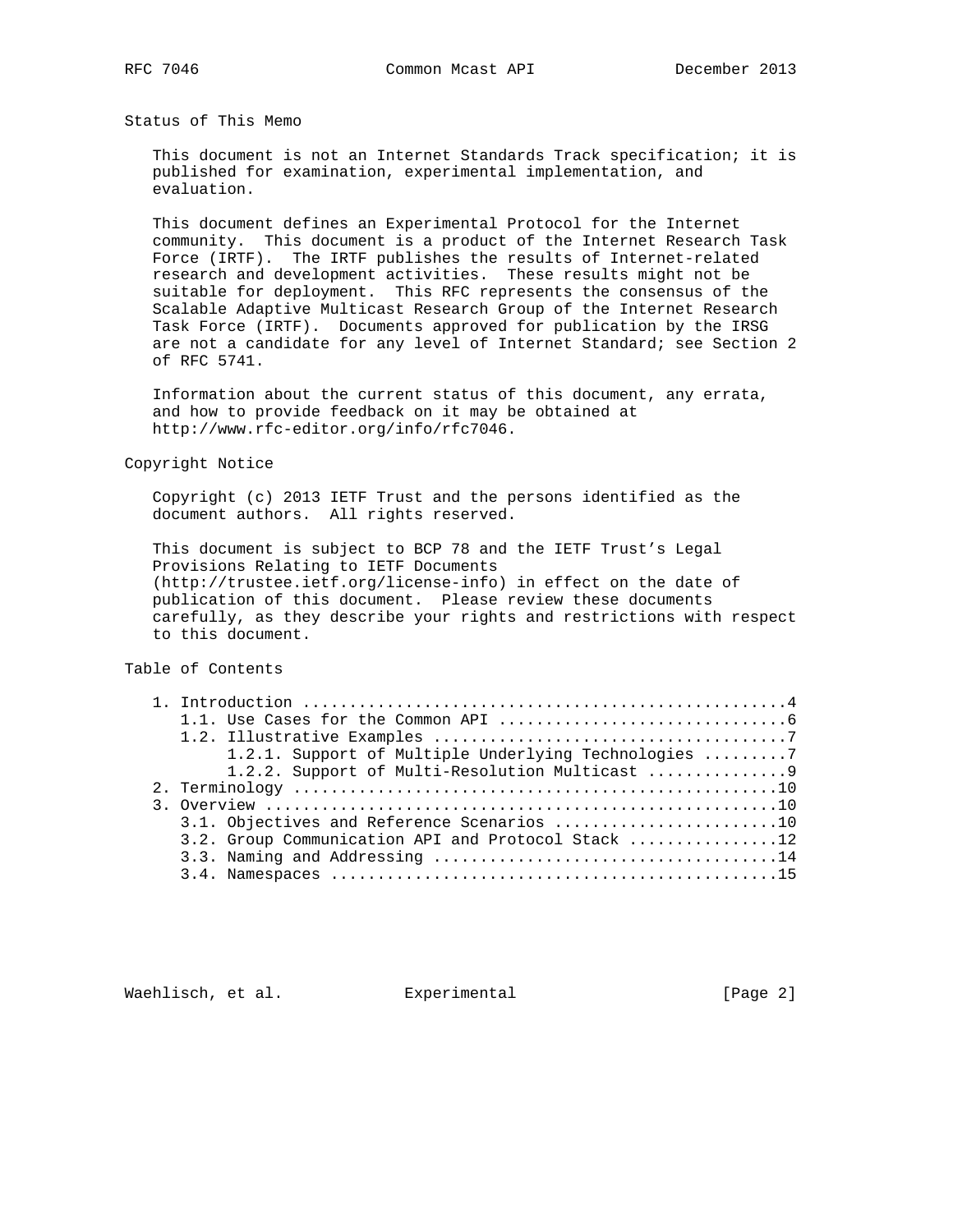## Status of This Memo

This document is not an Internet Standards Track specification; it is published for examination, experimental implementation, and evaluation.

This document defines an Experimental Protocol for the Internet community. This document is a product of the Internet Research Task Force (IRTF). The IRTF publishes the results of Internet-related research and development activities. These results might not be suitable for deployment. This RFC represents the consensus of the Scalable Adaptive Multicast Research Group of the Internet Research Task Force (IRTF). Documents approved for publication by the IRSG are not a candidate for any level of Internet Standard; see Section 2 of RFC 5741.

Information about the current status of this document, any errata, and how to provide feedback on it may be obtained at http://www.rfc-editor.org/info/rfc7046.

## Copyright Notice

Copyright (c) 2013 IETF Trust and the persons identified as the document authors. All rights reserved.

This document is subject to BCP 78 and the IETF Trust's Legal Provisions Relating to IETF Documents (http://trustee.ietf.org/license-info) in effect on the date of publication of this document. Please review these documents carefully, as they describe your rights and restrictions with respect to this document.

## Table of Contents

```
   1. Introduction ....................................................4
      1.1. Use Cases for the Common API ...............................6
      1.2. Illustrative Examples ......................................7
           1.2.1. Support of Multiple Underlying Technologies .........7
           1.2.2. Support of Multi-Resolution Multicast ...............9
   2. Terminology ....................................................10
   3. Overview .......................................................10
      3.1. Objectives and Reference Scenarios ........................10
      3.2. Group Communication API and Protocol Stack ................12
      3.3. Naming and Addressing .....................................14
      3.4. Namespaces ................................................15
```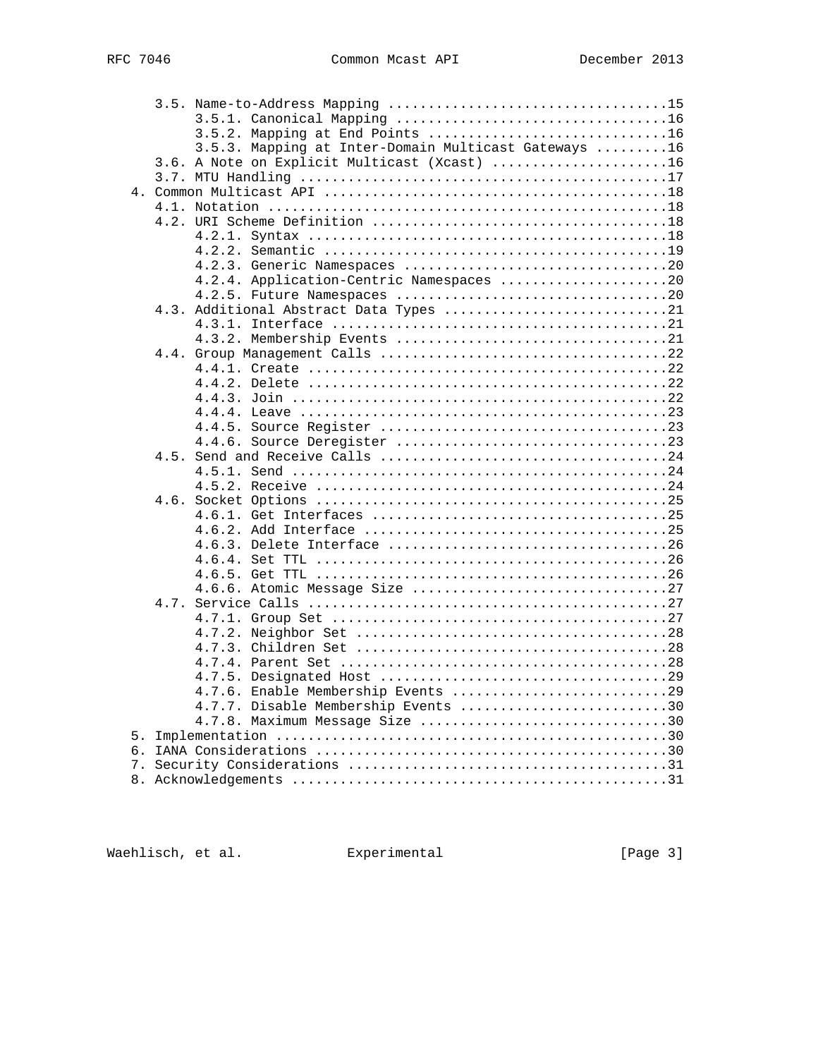```
      3.5. Name-to-Address Mapping ..................................15
           3.5.1. Canonical Mapping .................................16
           3.5.2. Mapping at End Points .............................16
           3.5.3. Mapping at Inter-Domain Multicast Gateways .........16
      3.6. A Note on Explicit Multicast (Xcast) ......................16
      3.7. MTU Handling ..............................................17
   4. Common Multicast API ...........................................18
      4.1. Notation ..................................................18
      4.2. URI Scheme Definition .....................................18
           4.2.1. Syntax .............................................18
           4.2.2. Semantic ...........................................19
           4.2.3. Generic Namespaces .................................20
           4.2.4. Application-Centric Namespaces .....................20
           4.2.5. Future Namespaces ..................................20
      4.3. Additional Abstract Data Types ............................21
           4.3.1. Interface ..........................................21
           4.3.2. Membership Events ..................................21
      4.4. Group Management Calls ....................................22
           4.4.1. Create .............................................22
           4.4.2. Delete .............................................22
           4.4.3. Join ...............................................22
           4.4.4. Leave ..............................................23
           4.4.5. Source Register ....................................23
           4.4.6. Source Deregister ..................................23
      4.5. Send and Receive Calls ....................................24
           4.5.1. Send ...............................................24
           4.5.2. Receive ............................................24
      4.6. Socket Options ............................................25
           4.6.1. Get Interfaces .....................................25
           4.6.2. Add Interface ......................................25
           4.6.3. Delete Interface ...................................26
           4.6.4. Set TTL ............................................26
           4.6.5. Get TTL ............................................26
           4.6.6. Atomic Message Size ................................27
      4.7. Service Calls .............................................27
           4.7.1. Group Set ..........................................27
           4.7.2. Neighbor Set .......................................28
           4.7.3. Children Set .......................................28
           4.7.4. Parent Set .........................................28
           4.7.5. Designated Host ....................................29
           4.7.6. Enable Membership Events ...........................29
           4.7.7. Disable Membership Events ..........................30
           4.7.8. Maximum Message Size ...............................30
   5. Implementation .................................................30
   6. IANA Considerations ............................................30
   7. Security Considerations ........................................31
   8. Acknowledgements ...............................................31
```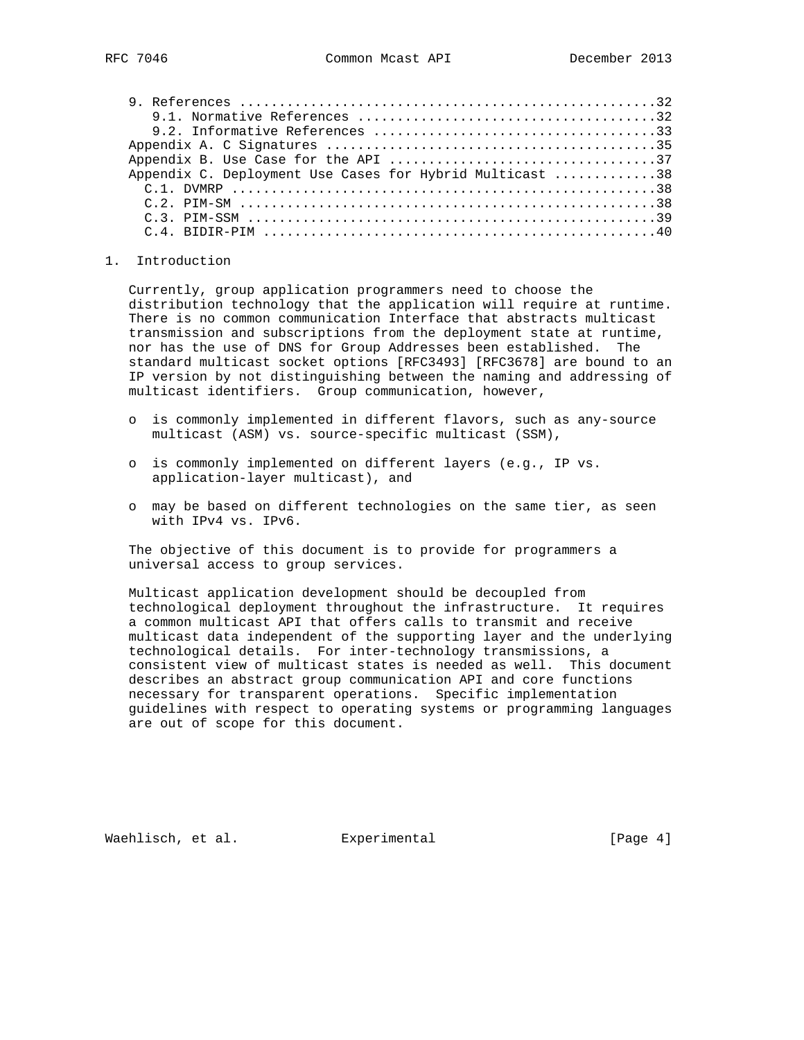9. References ....................................................32
   9.1. Normative References .....................................32
   9.2. Informative References ...................................33
Appendix A. C Signatures .........................................35
Appendix B. Use Case for the API .................................37
Appendix C. Deployment Use Cases for Hybrid Multicast ............38
   C.1. DVMRP ....................................................38
   C.2. PIM-SM ...................................................38
   C.3. PIM-SSM ..................................................39
   C.4. BIDIR-PIM ................................................40

## 1. Introduction

Currently, group application programmers need to choose the distribution technology that the application will require at runtime. There is no common communication Interface that abstracts multicast transmission and subscriptions from the deployment state at runtime, nor has the use of DNS for Group Addresses been established. The standard multicast socket options [RFC3493] [RFC3678] are bound to an IP version by not distinguishing between the naming and addressing of multicast identifiers. Group communication, however,

- is commonly implemented in different flavors, such as any-source multicast (ASM) vs. source-specific multicast (SSM),
- is commonly implemented on different layers (e.g., IP vs. application-layer multicast), and
- may be based on different technologies on the same tier, as seen with IPv4 vs. IPv6.

The objective of this document is to provide for programmers a universal access to group services.

Multicast application development should be decoupled from technological deployment throughout the infrastructure. It requires a common multicast API that offers calls to transmit and receive multicast data independent of the supporting layer and the underlying technological details. For inter-technology transmissions, a consistent view of multicast states is needed as well. This document describes an abstract group communication API and core functions necessary for transparent operations. Specific implementation guidelines with respect to operating systems or programming languages are out of scope for this document.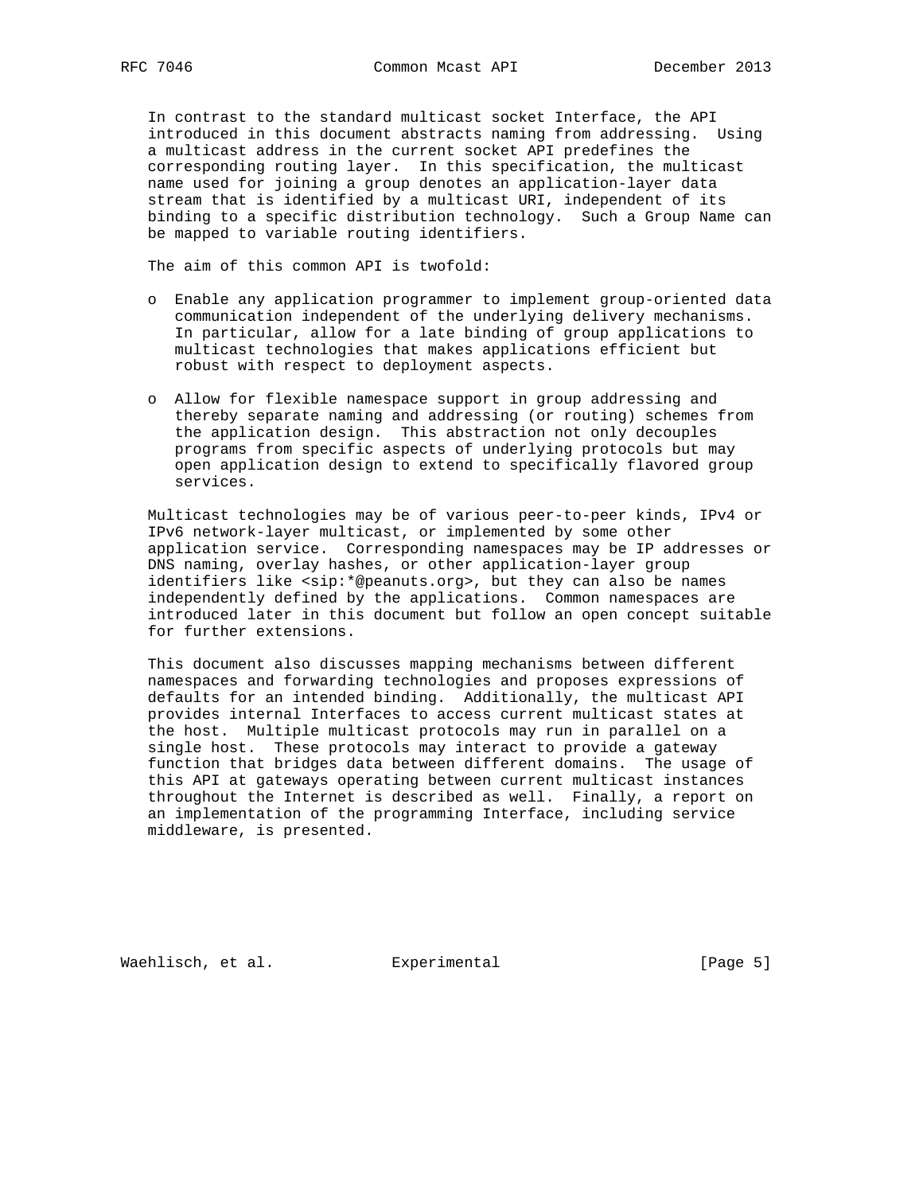In contrast to the standard multicast socket Interface, the API introduced in this document abstracts naming from addressing. Using a multicast address in the current socket API predefines the corresponding routing layer. In this specification, the multicast name used for joining a group denotes an application-layer data stream that is identified by a multicast URI, independent of its binding to a specific distribution technology. Such a Group Name can be mapped to variable routing identifiers.

The aim of this common API is twofold:

- Enable any application programmer to implement group-oriented data communication independent of the underlying delivery mechanisms. In particular, allow for a late binding of group applications to multicast technologies that makes applications efficient but robust with respect to deployment aspects.

- Allow for flexible namespace support in group addressing and thereby separate naming and addressing (or routing) schemes from the application design. This abstraction not only decouples programs from specific aspects of underlying protocols but may open application design to extend to specifically flavored group services.

Multicast technologies may be of various peer-to-peer kinds, IPv4 or IPv6 network-layer multicast, or implemented by some other application service. Corresponding namespaces may be IP addresses or DNS naming, overlay hashes, or other application-layer group identifiers like <sip:*@peanuts.org>, but they can also be names independently defined by the applications. Common namespaces are introduced later in this document but follow an open concept suitable for further extensions.

This document also discusses mapping mechanisms between different namespaces and forwarding technologies and proposes expressions of defaults for an intended binding. Additionally, the multicast API provides internal Interfaces to access current multicast states at the host. Multiple multicast protocols may run in parallel on a single host. These protocols may interact to provide a gateway function that bridges data between different domains. The usage of this API at gateways operating between current multicast instances throughout the Internet is described as well. Finally, a report on an implementation of the programming Interface, including service middleware, is presented.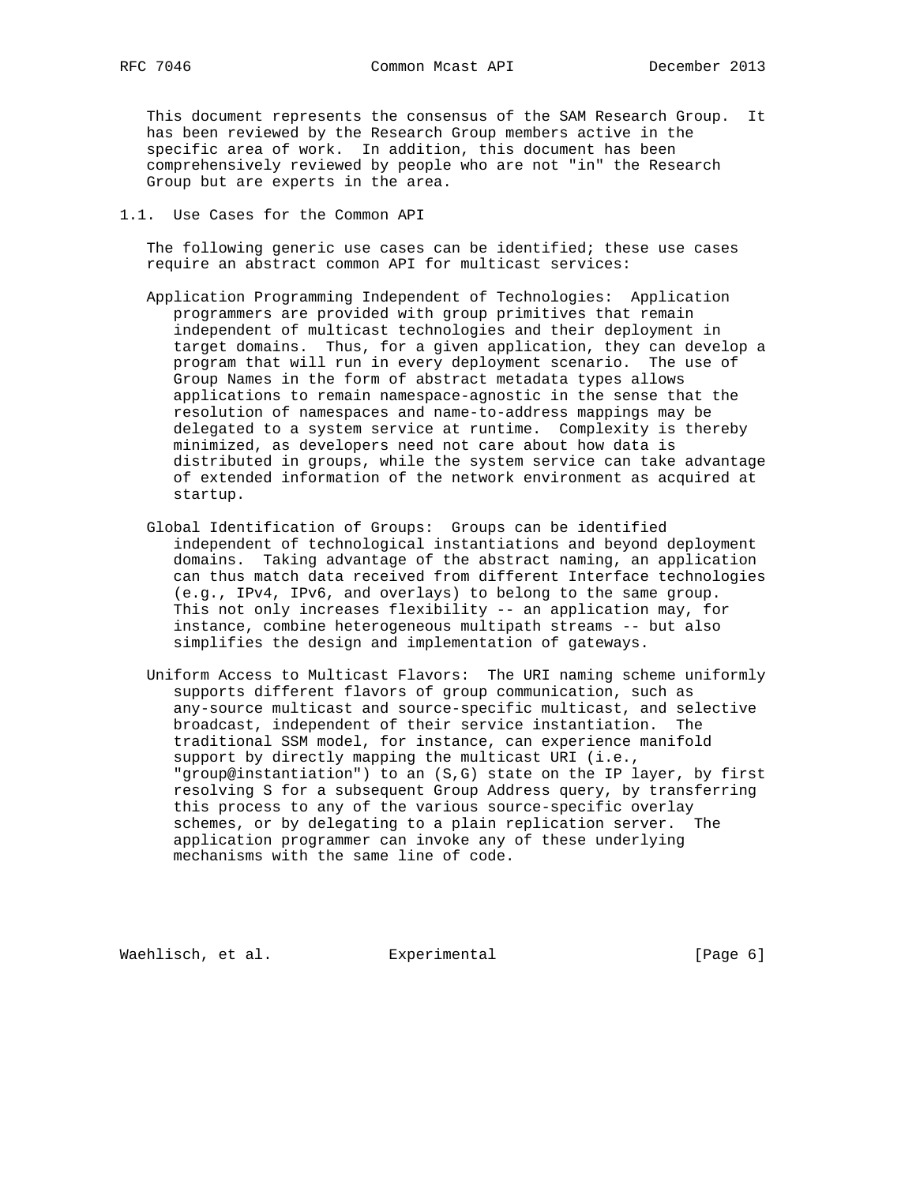This document represents the consensus of the SAM Research Group. It has been reviewed by the Research Group members active in the specific area of work. In addition, this document has been comprehensively reviewed by people who are not "in" the Research Group but are experts in the area.

## 1.1. Use Cases for the Common API

The following generic use cases can be identified; these use cases require an abstract common API for multicast services:

Application Programming Independent of Technologies: Application programmers are provided with group primitives that remain independent of multicast technologies and their deployment in target domains. Thus, for a given application, they can develop a program that will run in every deployment scenario. The use of Group Names in the form of abstract metadata types allows applications to remain namespace-agnostic in the sense that the resolution of namespaces and name-to-address mappings may be delegated to a system service at runtime. Complexity is thereby minimized, as developers need not care about how data is distributed in groups, while the system service can take advantage of extended information of the network environment as acquired at startup.

Global Identification of Groups: Groups can be identified independent of technological instantiations and beyond deployment domains. Taking advantage of the abstract naming, an application can thus match data received from different Interface technologies (e.g., IPv4, IPv6, and overlays) to belong to the same group. This not only increases flexibility -- an application may, for instance, combine heterogeneous multipath streams -- but also simplifies the design and implementation of gateways.

Uniform Access to Multicast Flavors: The URI naming scheme uniformly supports different flavors of group communication, such as any-source multicast and source-specific multicast, and selective broadcast, independent of their service instantiation. The traditional SSM model, for instance, can experience manifold support by directly mapping the multicast URI (i.e., "group@instantiation") to an (S,G) state on the IP layer, by first resolving S for a subsequent Group Address query, by transferring this process to any of the various source-specific overlay schemes, or by delegating to a plain replication server. The application programmer can invoke any of these underlying mechanisms with the same line of code.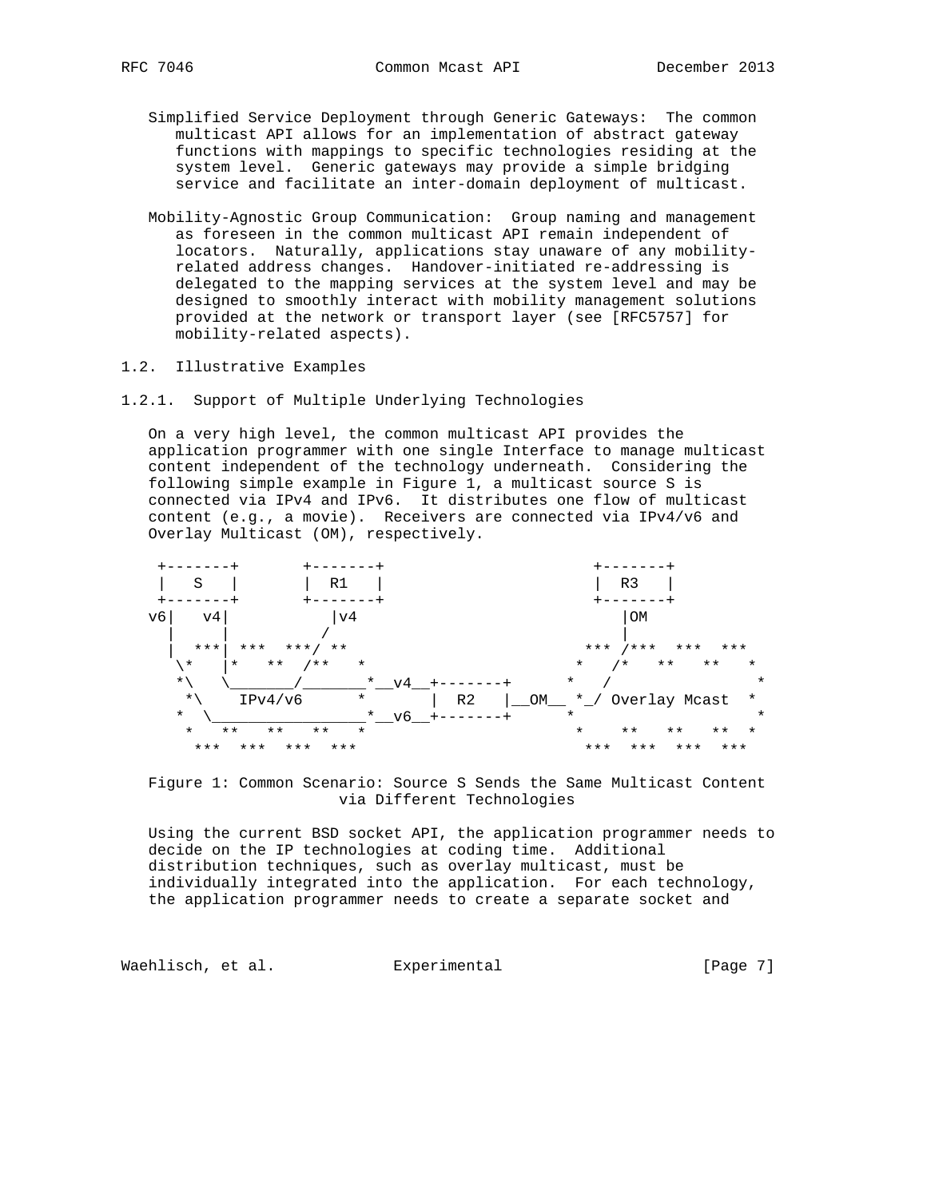Simplified Service Deployment through Generic Gateways: The common multicast API allows for an implementation of abstract gateway functions with mappings to specific technologies residing at the system level. Generic gateways may provide a simple bridging service and facilitate an inter-domain deployment of multicast.

Mobility-Agnostic Group Communication: Group naming and management as foreseen in the common multicast API remain independent of locators. Naturally, applications stay unaware of any mobility-related address changes. Handover-initiated re-addressing is delegated to the mapping services at the system level and may be designed to smoothly interact with mobility management solutions provided at the network or transport layer (see [RFC5757] for mobility-related aspects).

### 1.2. Illustrative Examples

#### 1.2.1. Support of Multiple Underlying Technologies

On a very high level, the common multicast API provides the application programmer with one single Interface to manage multicast content independent of the technology underneath. Considering the following simple example in Figure 1, a multicast source S is connected via IPv4 and IPv6. It distributes one flow of multicast content (e.g., a movie). Receivers are connected via IPv4/v6 and Overlay Multicast (OM), respectively.

```
 +-------+       +-------+                          +-------+
 |   S   |       |  R1   |                          |  R3   |
 +-------+       +-------+                          +-------+
v6|   v4|           |v4                                 |OM
  |     |          /                                    |
  |  ***| ***  ***/ **                              *** /***  ***  ***
   \*   |*   **  /**   *                           *   /*   **   **   *
    *\   \_______/_______*__v4__+-------+       *   /                *
     *\    IPv4/v6      *       |  R2   |__OM__ *_/ Overlay Mcast  *
    *  \_________________*__v6__+-------+       *                    *
     *   **   **   **   *                        *    **   **   **  *
       ***  ***  ***  ***                          ***  ***  ***  ***
```

Figure 1: Common Scenario: Source S Sends the Same Multicast Content via Different Technologies

Using the current BSD socket API, the application programmer needs to decide on the IP technologies at coding time. Additional distribution techniques, such as overlay multicast, must be individually integrated into the application. For each technology, the application programmer needs to create a separate socket and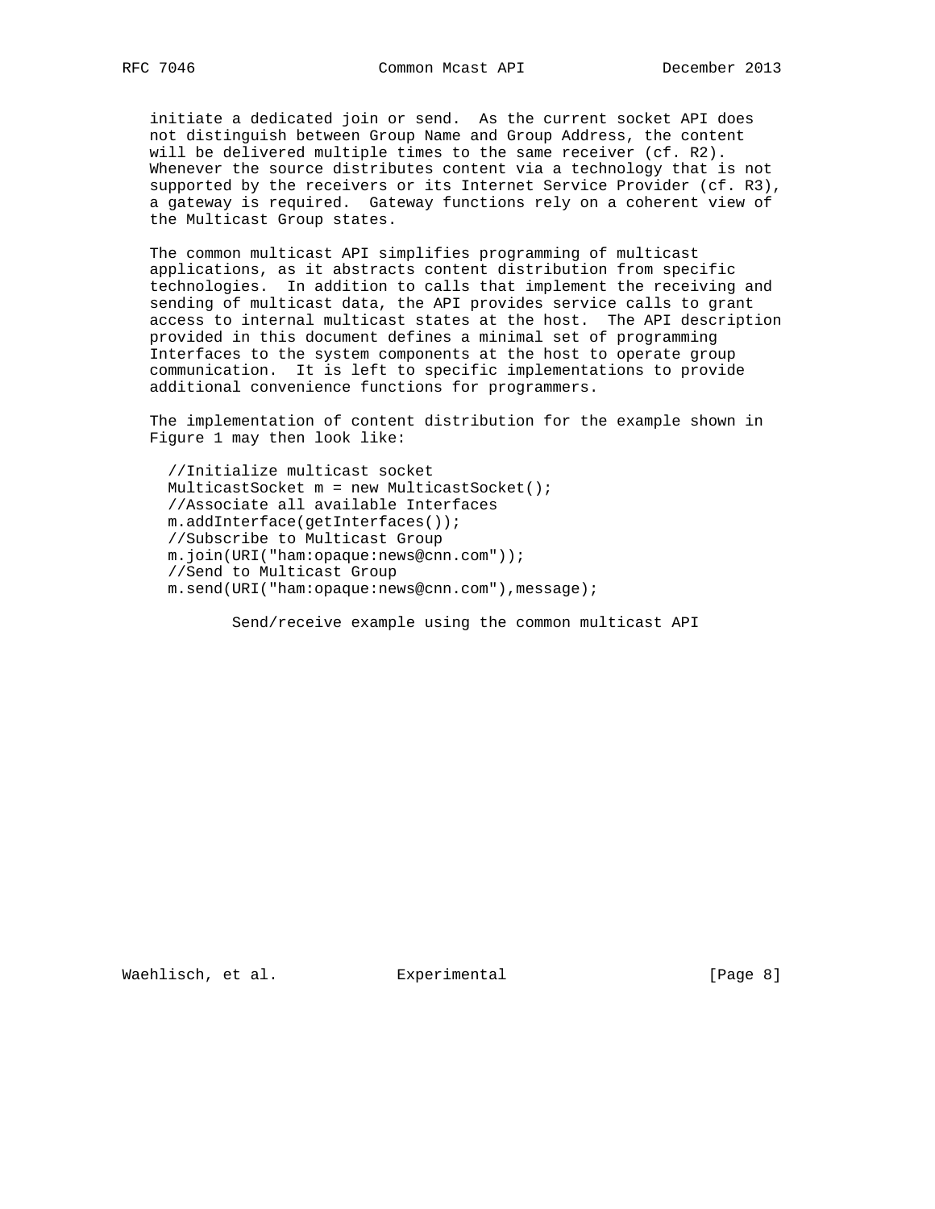initiate a dedicated join or send. As the current socket API does not distinguish between Group Name and Group Address, the content will be delivered multiple times to the same receiver (cf. R2). Whenever the source distributes content via a technology that is not supported by the receivers or its Internet Service Provider (cf. R3), a gateway is required. Gateway functions rely on a coherent view of the Multicast Group states.

The common multicast API simplifies programming of multicast applications, as it abstracts content distribution from specific technologies. In addition to calls that implement the receiving and sending of multicast data, the API provides service calls to grant access to internal multicast states at the host. The API description provided in this document defines a minimal set of programming Interfaces to the system components at the host to operate group communication. It is left to specific implementations to provide additional convenience functions for programmers.

The implementation of content distribution for the example shown in Figure 1 may then look like:

```
//Initialize multicast socket
MulticastSocket m = new MulticastSocket();
//Associate all available Interfaces
m.addInterface(getInterfaces());
//Subscribe to Multicast Group
m.join(URI("ham:opaque:news@cnn.com"));
//Send to Multicast Group
m.send(URI("ham:opaque:news@cnn.com"),message);
```

Send/receive example using the common multicast API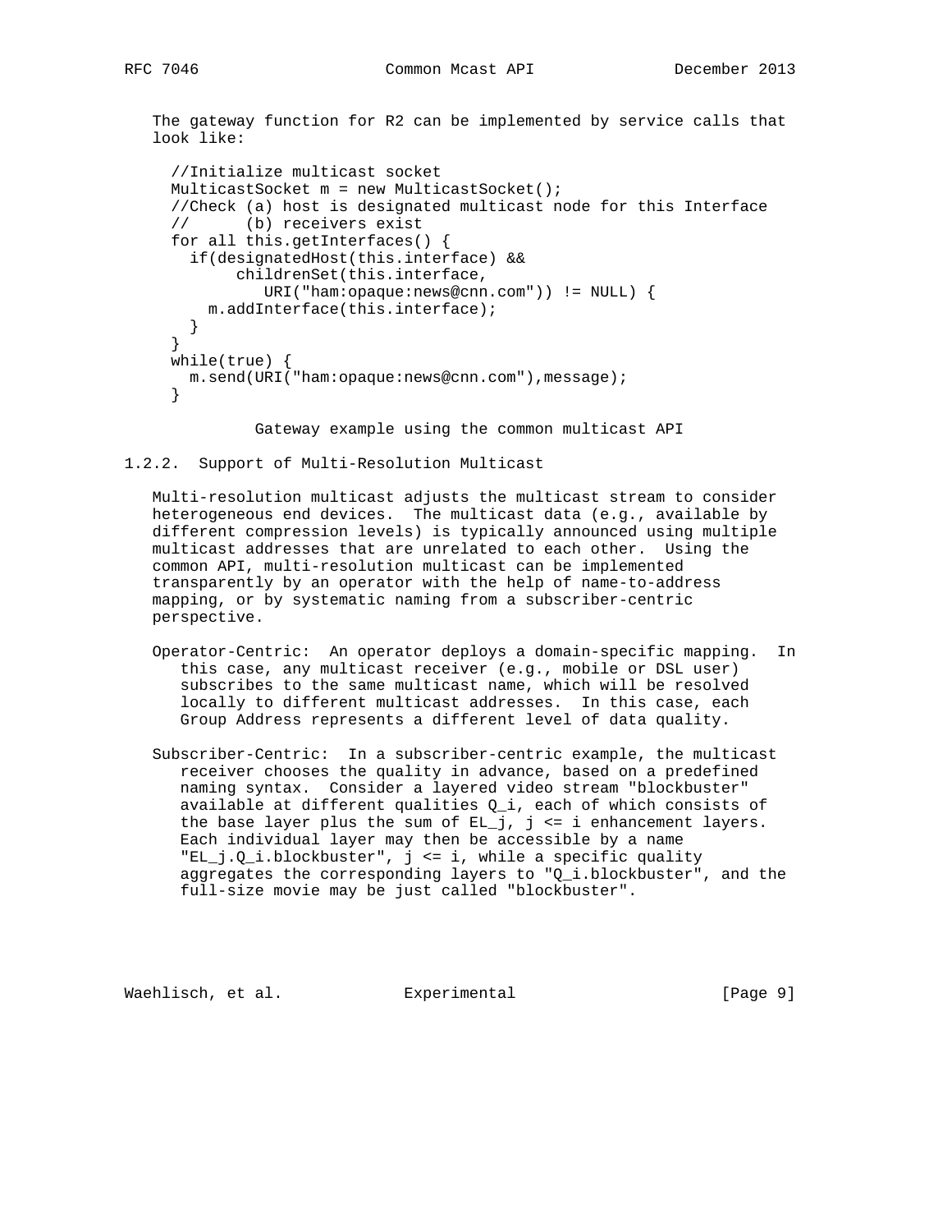The gateway function for R2 can be implemented by service calls that look like:

```
//Initialize multicast socket
MulticastSocket m = new MulticastSocket();
//Check (a) host is designated multicast node for this Interface
//      (b) receivers exist
for all this.getInterfaces() {
  if(designatedHost(this.interface) &&
       childrenSet(this.interface,
          URI("ham:opaque:news@cnn.com")) != NULL) {
    m.addInterface(this.interface);
  }
}
while(true) {
  m.send(URI("ham:opaque:news@cnn.com"),message);
}
```

Gateway example using the common multicast API

### 1.2.2. Support of Multi-Resolution Multicast

Multi-resolution multicast adjusts the multicast stream to consider heterogeneous end devices. The multicast data (e.g., available by different compression levels) is typically announced using multiple multicast addresses that are unrelated to each other. Using the common API, multi-resolution multicast can be implemented transparently by an operator with the help of name-to-address mapping, or by systematic naming from a subscriber-centric perspective.

Operator-Centric: An operator deploys a domain-specific mapping. In this case, any multicast receiver (e.g., mobile or DSL user) subscribes to the same multicast name, which will be resolved locally to different multicast addresses. In this case, each Group Address represents a different level of data quality.

Subscriber-Centric: In a subscriber-centric example, the multicast receiver chooses the quality in advance, based on a predefined naming syntax. Consider a layered video stream "blockbuster" available at different qualities $Q_i$, each of which consists of the base layer plus the sum of $EL_j$, $j \le i$ enhancement layers. Each individual layer may then be accessible by a name "EL_j.Q_i.blockbuster", $j \le i$, while a specific quality aggregates the corresponding layers to "Q_i.blockbuster", and the full-size movie may be just called "blockbuster".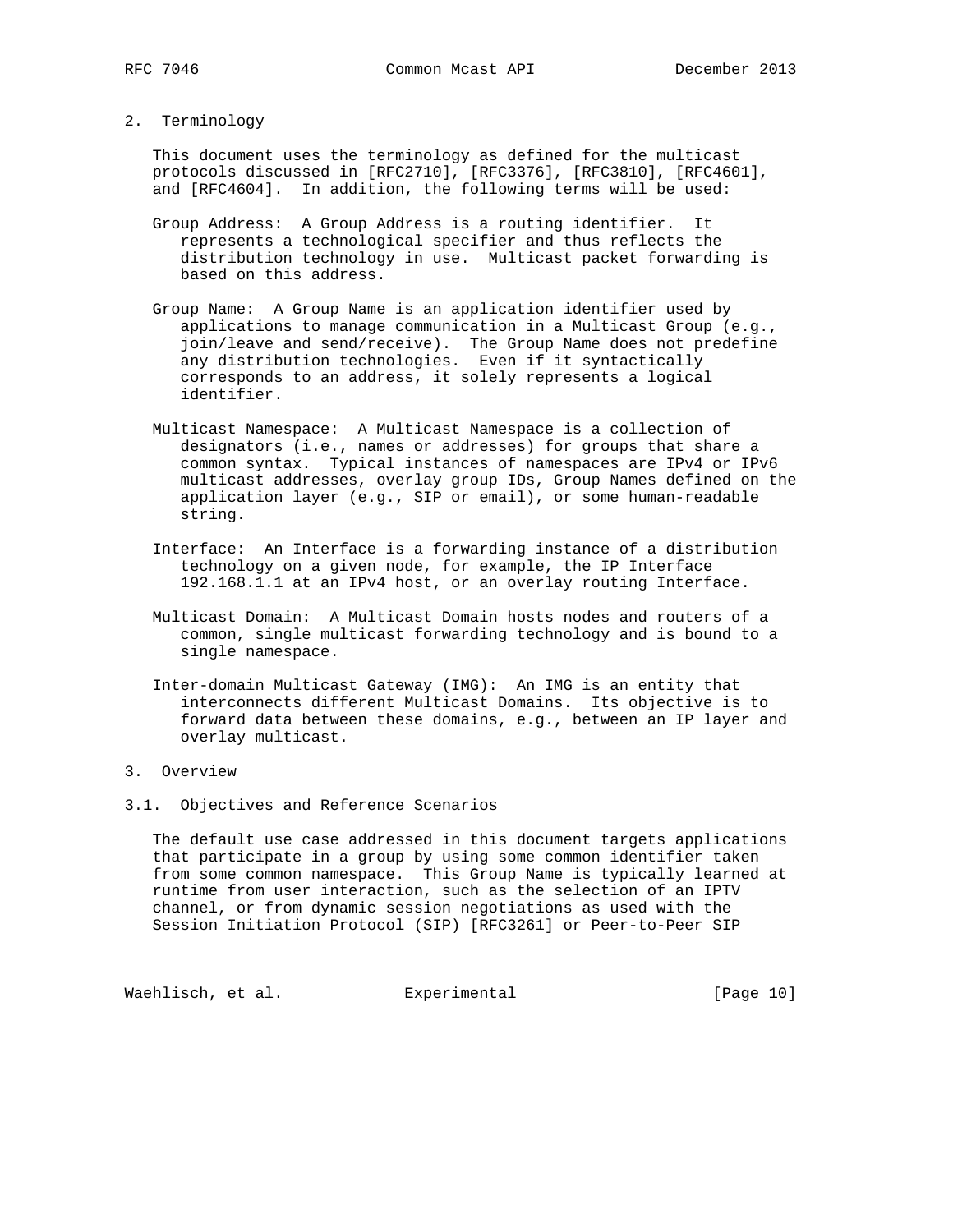## 2. Terminology

This document uses the terminology as defined for the multicast protocols discussed in [RFC2710], [RFC3376], [RFC3810], [RFC4601], and [RFC4604]. In addition, the following terms will be used:

Group Address: A Group Address is a routing identifier. It represents a technological specifier and thus reflects the distribution technology in use. Multicast packet forwarding is based on this address.

Group Name: A Group Name is an application identifier used by applications to manage communication in a Multicast Group (e.g., join/leave and send/receive). The Group Name does not predefine any distribution technologies. Even if it syntactically corresponds to an address, it solely represents a logical identifier.

Multicast Namespace: A Multicast Namespace is a collection of designators (i.e., names or addresses) for groups that share a common syntax. Typical instances of namespaces are IPv4 or IPv6 multicast addresses, overlay group IDs, Group Names defined on the application layer (e.g., SIP or email), or some human-readable string.

Interface: An Interface is a forwarding instance of a distribution technology on a given node, for example, the IP Interface 192.168.1.1 at an IPv4 host, or an overlay routing Interface.

Multicast Domain: A Multicast Domain hosts nodes and routers of a common, single multicast forwarding technology and is bound to a single namespace.

Inter-domain Multicast Gateway (IMG): An IMG is an entity that interconnects different Multicast Domains. Its objective is to forward data between these domains, e.g., between an IP layer and overlay multicast.

## 3. Overview

### 3.1. Objectives and Reference Scenarios

The default use case addressed in this document targets applications that participate in a group by using some common identifier taken from some common namespace. This Group Name is typically learned at runtime from user interaction, such as the selection of an IPTV channel, or from dynamic session negotiations as used with the Session Initiation Protocol (SIP) [RFC3261] or Peer-to-Peer SIP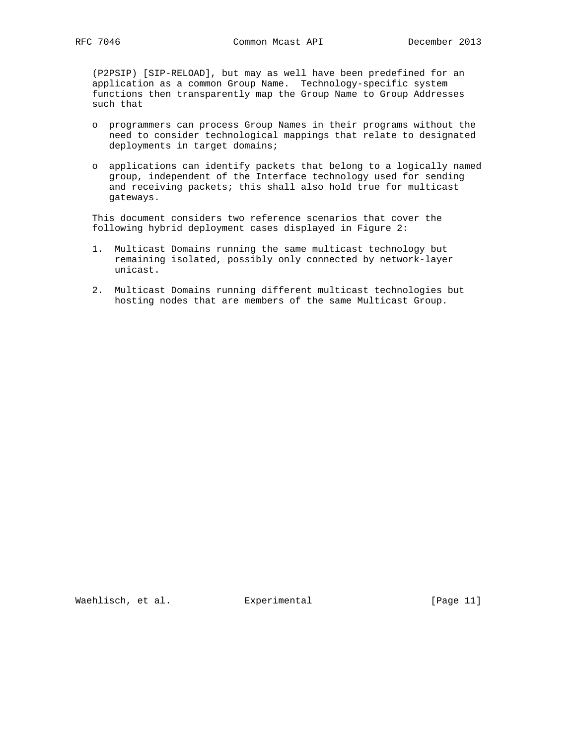(P2PSIP) [SIP-RELOAD], but may as well have been predefined for an application as a common Group Name. Technology-specific system functions then transparently map the Group Name to Group Addresses such that

- programmers can process Group Names in their programs without the need to consider technological mappings that relate to designated deployments in target domains;
- applications can identify packets that belong to a logically named group, independent of the Interface technology used for sending and receiving packets; this shall also hold true for multicast gateways.

This document considers two reference scenarios that cover the following hybrid deployment cases displayed in Figure 2:

1. Multicast Domains running the same multicast technology but remaining isolated, possibly only connected by network-layer unicast.
2. Multicast Domains running different multicast technologies but hosting nodes that are members of the same Multicast Group.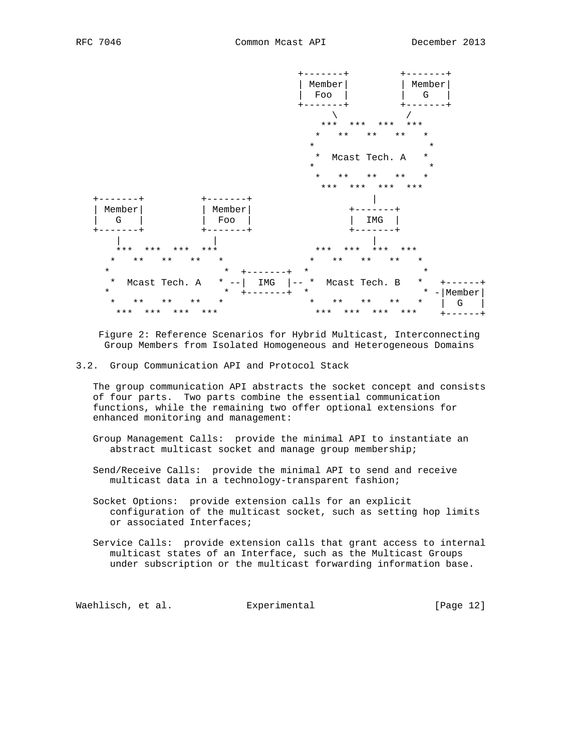```
                                                  +-------+         +-------+
                                                  | Member|         | Member|
                                                  |  Foo  |         |   G   |
                                                  +-------+         +-------+
                                                       \            /
                                                        ***  ***  ***  ***
                                                       *   **   **   **   *
                                                      *                    *
                                                       *  Mcast Tech. A   *
                                                      *                    *
                                                       *   **   **   **   *
                                                        ***  ***  ***  ***
     +-------+          +-------+                               |
     | Member|          | Member|                           +-------+
     |   G   |          |  Foo  |                           |  IMG  |
     +-------+          +-------+                           +-------+
         |                  |                                   |
         ***  ***  ***  ***                          ***  ***  ***  ***
       *   **   **   **   *                        *   **   **   **   *
      *                    *  +-------+  *                           *
       *  Mcast Tech. A   * --|  IMG  |-- *  Mcast Tech. B   *   +------+
      *                    *  +-------+  *                           * -|Member|
       *   **   **   **   *                        *   **   **   **   *   |  G   |
         ***  ***  ***  ***                          ***  ***  ***  ***    +------+
```

Figure 2: Reference Scenarios for Hybrid Multicast, Interconnecting Group Members from Isolated Homogeneous and Heterogeneous Domains

### 3.2. Group Communication API and Protocol Stack

The group communication API abstracts the socket concept and consists of four parts. Two parts combine the essential communication functions, while the remaining two offer optional extensions for enhanced monitoring and management:

Group Management Calls: provide the minimal API to instantiate an abstract multicast socket and manage group membership;

Send/Receive Calls: provide the minimal API to send and receive multicast data in a technology-transparent fashion;

Socket Options: provide extension calls for an explicit configuration of the multicast socket, such as setting hop limits or associated Interfaces;

Service Calls: provide extension calls that grant access to internal multicast states of an Interface, such as the Multicast Groups under subscription or the multicast forwarding information base.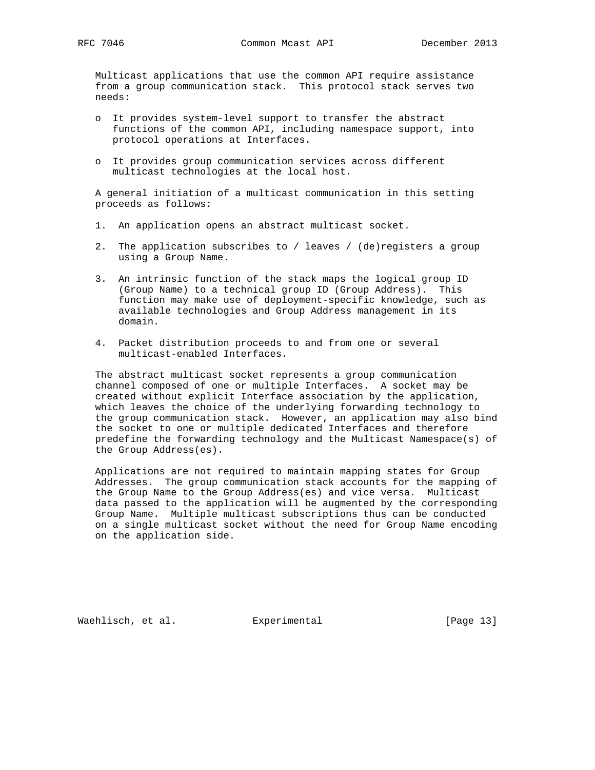Multicast applications that use the common API require assistance from a group communication stack. This protocol stack serves two needs:

- It provides system-level support to transfer the abstract functions of the common API, including namespace support, into protocol operations at Interfaces.
- It provides group communication services across different multicast technologies at the local host.

A general initiation of a multicast communication in this setting proceeds as follows:

1. An application opens an abstract multicast socket.
2. The application subscribes to / leaves / (de)registers a group using a Group Name.
3. An intrinsic function of the stack maps the logical group ID (Group Name) to a technical group ID (Group Address). This function may make use of deployment-specific knowledge, such as available technologies and Group Address management in its domain.
4. Packet distribution proceeds to and from one or several multicast-enabled Interfaces.

The abstract multicast socket represents a group communication channel composed of one or multiple Interfaces. A socket may be created without explicit Interface association by the application, which leaves the choice of the underlying forwarding technology to the group communication stack. However, an application may also bind the socket to one or multiple dedicated Interfaces and therefore predefine the forwarding technology and the Multicast Namespace(s) of the Group Address(es).

Applications are not required to maintain mapping states for Group Addresses. The group communication stack accounts for the mapping of the Group Name to the Group Address(es) and vice versa. Multicast data passed to the application will be augmented by the corresponding Group Name. Multiple multicast subscriptions thus can be conducted on a single multicast socket without the need for Group Name encoding on the application side.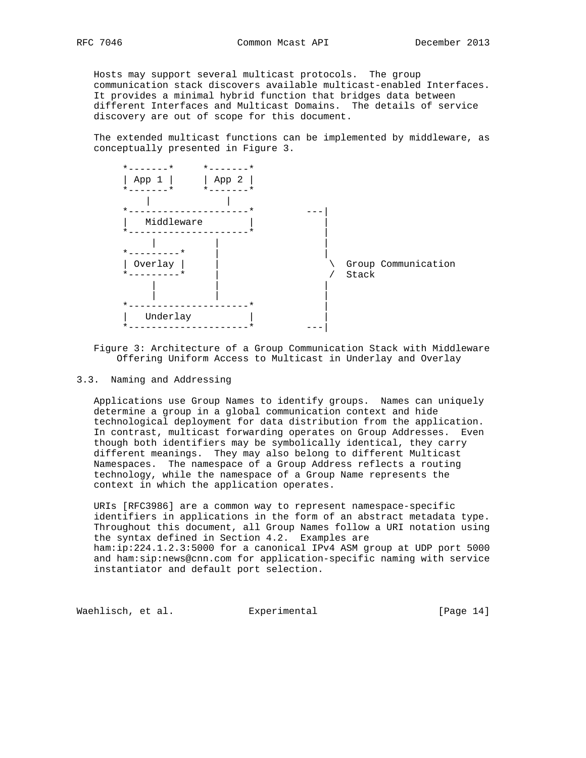Hosts may support several multicast protocols. The group communication stack discovers available multicast-enabled Interfaces. It provides a minimal hybrid function that bridges data between different Interfaces and Multicast Domains. The details of service discovery are out of scope for this document.

The extended multicast functions can be implemented by middleware, as conceptually presented in Figure 3.

```
   *-------*     *-------*
   | App 1 |     | App 2 |
   *-------*     *-------*
       |             |
   *---------------------*         ---|
   |   Middleware        |            |
   *---------------------*            |
        |        |                    |
   *---------*   |                    |
   | Overlay |   |                     \  Group Communication
   *---------*   |                     /  Stack
        |        |                    |
        |        |                    |
   *---------------------*            |
   |   Underlay          |            |
   *---------------------*         ---|
```

Figure 3: Architecture of a Group Communication Stack with Middleware Offering Uniform Access to Multicast in Underlay and Overlay

### 3.3. Naming and Addressing

Applications use Group Names to identify groups. Names can uniquely determine a group in a global communication context and hide technological deployment for data distribution from the application. In contrast, multicast forwarding operates on Group Addresses. Even though both identifiers may be symbolically identical, they carry different meanings. They may also belong to different Multicast Namespaces. The namespace of a Group Address reflects a routing technology, while the namespace of a Group Name represents the context in which the application operates.

URIs [RFC3986] are a common way to represent namespace-specific identifiers in applications in the form of an abstract metadata type. Throughout this document, all Group Names follow a URI notation using the syntax defined in Section 4.2. Examples are ham:ip:224.1.2.3:5000 for a canonical IPv4 ASM group at UDP port 5000 and ham:sip:news@cnn.com for application-specific naming with service instantiator and default port selection.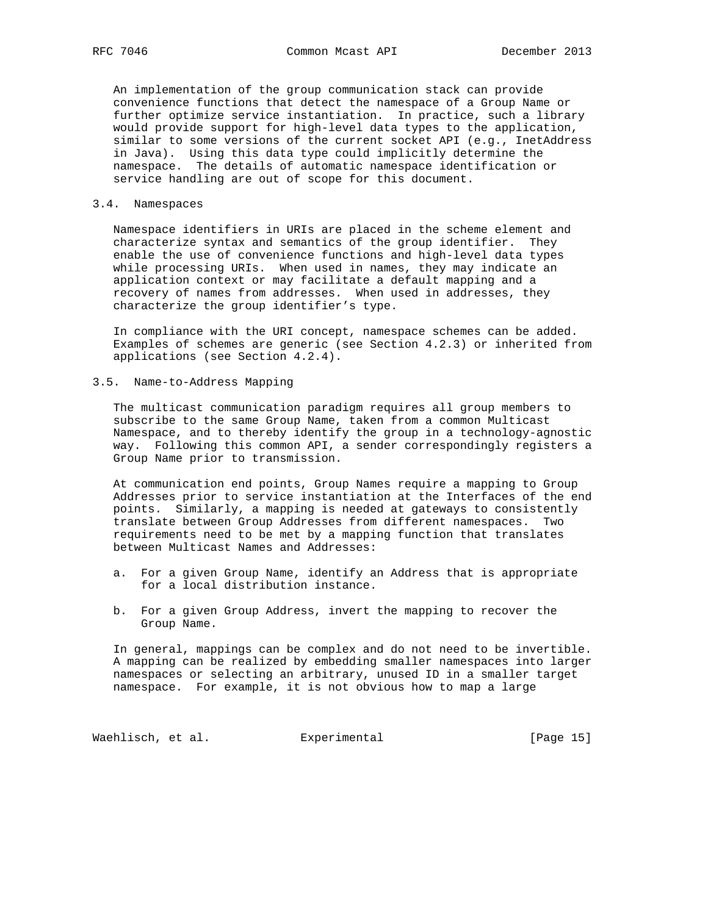An implementation of the group communication stack can provide convenience functions that detect the namespace of a Group Name or further optimize service instantiation. In practice, such a library would provide support for high-level data types to the application, similar to some versions of the current socket API (e.g., InetAddress in Java). Using this data type could implicitly determine the namespace. The details of automatic namespace identification or service handling are out of scope for this document.

### 3.4. Namespaces

Namespace identifiers in URIs are placed in the scheme element and characterize syntax and semantics of the group identifier. They enable the use of convenience functions and high-level data types while processing URIs. When used in names, they may indicate an application context or may facilitate a default mapping and a recovery of names from addresses. When used in addresses, they characterize the group identifier's type.

In compliance with the URI concept, namespace schemes can be added. Examples of schemes are generic (see Section 4.2.3) or inherited from applications (see Section 4.2.4).

### 3.5. Name-to-Address Mapping

The multicast communication paradigm requires all group members to subscribe to the same Group Name, taken from a common Multicast Namespace, and to thereby identify the group in a technology-agnostic way. Following this common API, a sender correspondingly registers a Group Name prior to transmission.

At communication end points, Group Names require a mapping to Group Addresses prior to service instantiation at the Interfaces of the end points. Similarly, a mapping is needed at gateways to consistently translate between Group Addresses from different namespaces. Two requirements need to be met by a mapping function that translates between Multicast Names and Addresses:

a. For a given Group Name, identify an Address that is appropriate for a local distribution instance.

b. For a given Group Address, invert the mapping to recover the Group Name.

In general, mappings can be complex and do not need to be invertible. A mapping can be realized by embedding smaller namespaces into larger namespaces or selecting an arbitrary, unused ID in a smaller target namespace. For example, it is not obvious how to map a large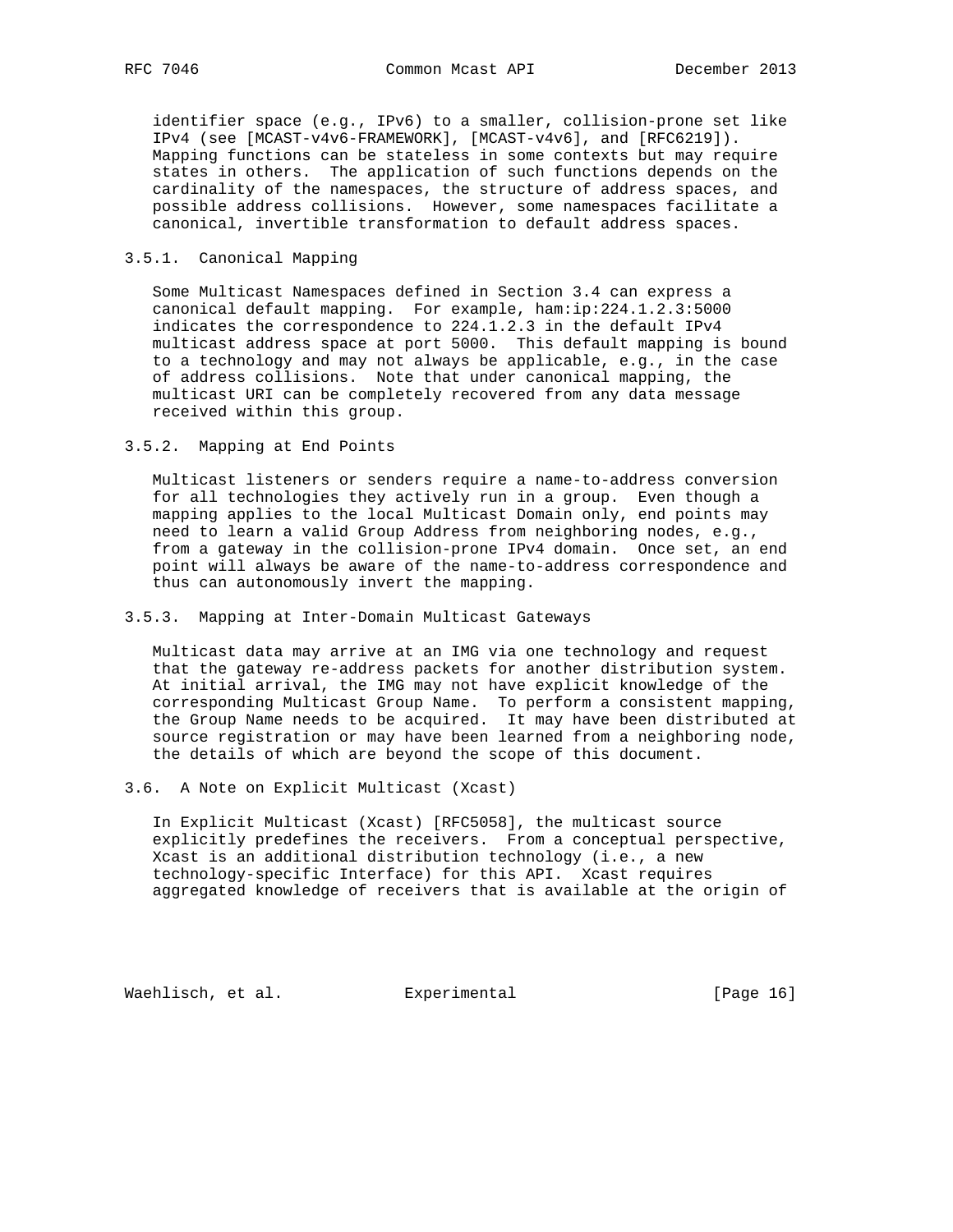identifier space (e.g., IPv6) to a smaller, collision-prone set like IPv4 (see [MCAST-v4v6-FRAMEWORK], [MCAST-v4v6], and [RFC6219]). Mapping functions can be stateless in some contexts but may require states in others. The application of such functions depends on the cardinality of the namespaces, the structure of address spaces, and possible address collisions. However, some namespaces facilitate a canonical, invertible transformation to default address spaces.

### 3.5.1. Canonical Mapping

Some Multicast Namespaces defined in Section 3.4 can express a canonical default mapping. For example, ham:ip:224.1.2.3:5000 indicates the correspondence to 224.1.2.3 in the default IPv4 multicast address space at port 5000. This default mapping is bound to a technology and may not always be applicable, e.g., in the case of address collisions. Note that under canonical mapping, the multicast URI can be completely recovered from any data message received within this group.

### 3.5.2. Mapping at End Points

Multicast listeners or senders require a name-to-address conversion for all technologies they actively run in a group. Even though a mapping applies to the local Multicast Domain only, end points may need to learn a valid Group Address from neighboring nodes, e.g., from a gateway in the collision-prone IPv4 domain. Once set, an end point will always be aware of the name-to-address correspondence and thus can autonomously invert the mapping.

### 3.5.3. Mapping at Inter-Domain Multicast Gateways

Multicast data may arrive at an IMG via one technology and request that the gateway re-address packets for another distribution system. At initial arrival, the IMG may not have explicit knowledge of the corresponding Multicast Group Name. To perform a consistent mapping, the Group Name needs to be acquired. It may have been distributed at source registration or may have been learned from a neighboring node, the details of which are beyond the scope of this document.

## 3.6. A Note on Explicit Multicast (Xcast)

In Explicit Multicast (Xcast) [RFC5058], the multicast source explicitly predefines the receivers. From a conceptual perspective, Xcast is an additional distribution technology (i.e., a new technology-specific Interface) for this API. Xcast requires aggregated knowledge of receivers that is available at the origin of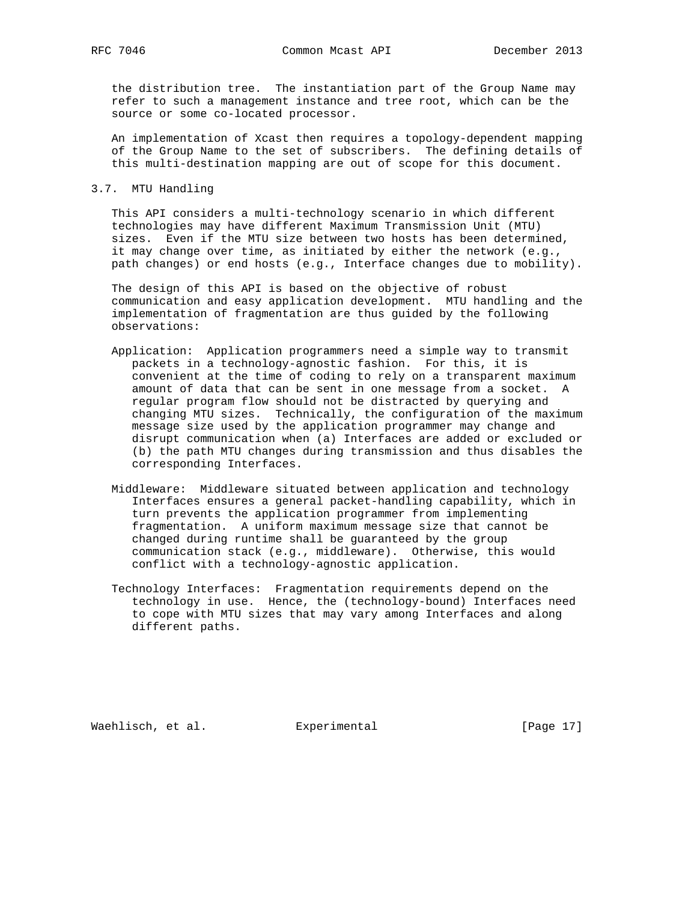the distribution tree. The instantiation part of the Group Name may refer to such a management instance and tree root, which can be the source or some co-located processor.

An implementation of Xcast then requires a topology-dependent mapping of the Group Name to the set of subscribers. The defining details of this multi-destination mapping are out of scope for this document.

### 3.7. MTU Handling

This API considers a multi-technology scenario in which different technologies may have different Maximum Transmission Unit (MTU) sizes. Even if the MTU size between two hosts has been determined, it may change over time, as initiated by either the network (e.g., path changes) or end hosts (e.g., Interface changes due to mobility).

The design of this API is based on the objective of robust communication and easy application development. MTU handling and the implementation of fragmentation are thus guided by the following observations:

Application: Application programmers need a simple way to transmit packets in a technology-agnostic fashion. For this, it is convenient at the time of coding to rely on a transparent maximum amount of data that can be sent in one message from a socket. A regular program flow should not be distracted by querying and changing MTU sizes. Technically, the configuration of the maximum message size used by the application programmer may change and disrupt communication when (a) Interfaces are added or excluded or (b) the path MTU changes during transmission and thus disables the corresponding Interfaces.

Middleware: Middleware situated between application and technology Interfaces ensures a general packet-handling capability, which in turn prevents the application programmer from implementing fragmentation. A uniform maximum message size that cannot be changed during runtime shall be guaranteed by the group communication stack (e.g., middleware). Otherwise, this would conflict with a technology-agnostic application.

Technology Interfaces: Fragmentation requirements depend on the technology in use. Hence, the (technology-bound) Interfaces need to cope with MTU sizes that may vary among Interfaces and along different paths.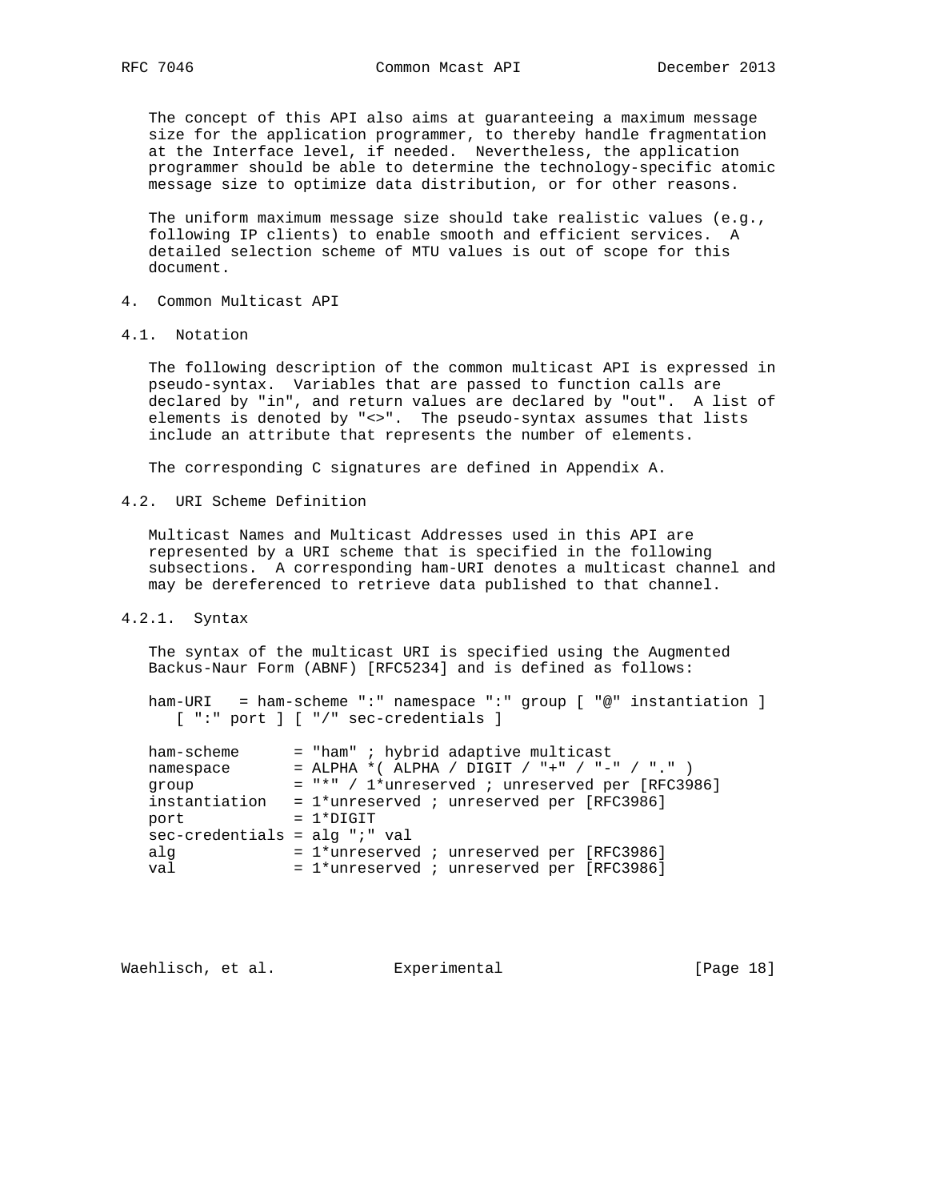The concept of this API also aims at guaranteeing a maximum message size for the application programmer, to thereby handle fragmentation at the Interface level, if needed. Nevertheless, the application programmer should be able to determine the technology-specific atomic message size to optimize data distribution, or for other reasons.

The uniform maximum message size should take realistic values (e.g., following IP clients) to enable smooth and efficient services. A detailed selection scheme of MTU values is out of scope for this document.

# 4. Common Multicast API

## 4.1. Notation

The following description of the common multicast API is expressed in pseudo-syntax. Variables that are passed to function calls are declared by "in", and return values are declared by "out". A list of elements is denoted by "<>". The pseudo-syntax assumes that lists include an attribute that represents the number of elements.

The corresponding C signatures are defined in Appendix A.

## 4.2. URI Scheme Definition

Multicast Names and Multicast Addresses used in this API are represented by a URI scheme that is specified in the following subsections. A corresponding ham-URI denotes a multicast channel and may be dereferenced to retrieve data published to that channel.

### 4.2.1. Syntax

The syntax of the multicast URI is specified using the Augmented Backus-Naur Form (ABNF) [RFC5234] and is defined as follows:

```
ham-URI   = ham-scheme ":" namespace ":" group [ "@" instantiation ]
   [ ":" port ] [ "/" sec-credentials ]

ham-scheme      = "ham" ; hybrid adaptive multicast
namespace       = ALPHA *( ALPHA / DIGIT / "+" / "-" / "." )
group           = "*" / 1*unreserved ; unreserved per [RFC3986]
instantiation   = 1*unreserved ; unreserved per [RFC3986]
port            = 1*DIGIT
sec-credentials = alg ";" val
alg             = 1*unreserved ; unreserved per [RFC3986]
val             = 1*unreserved ; unreserved per [RFC3986]
```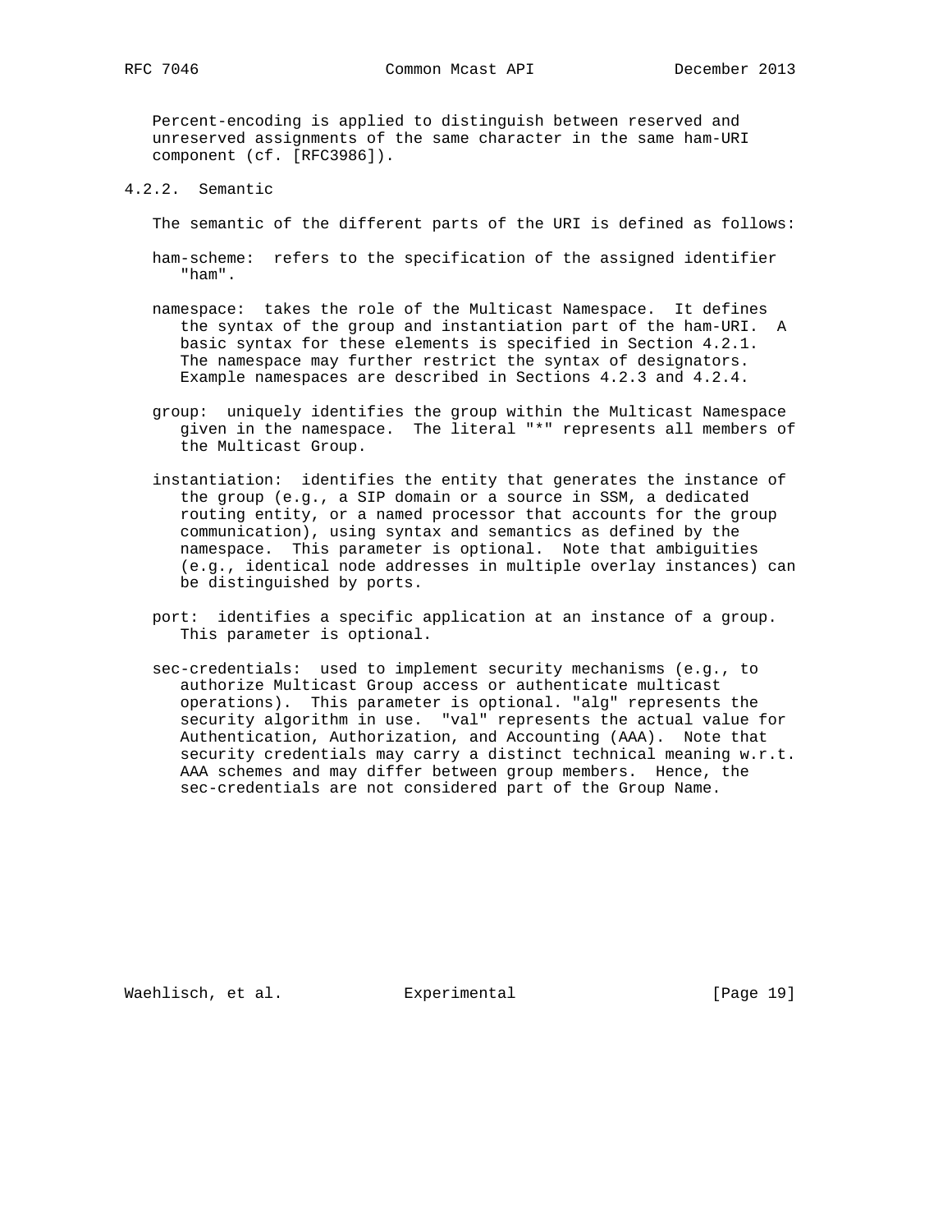Percent-encoding is applied to distinguish between reserved and unreserved assignments of the same character in the same ham-URI component (cf. [RFC3986]).

### 4.2.2. Semantic

The semantic of the different parts of the URI is defined as follows:

ham-scheme: refers to the specification of the assigned identifier "ham".

namespace: takes the role of the Multicast Namespace. It defines the syntax of the group and instantiation part of the ham-URI. A basic syntax for these elements is specified in Section 4.2.1. The namespace may further restrict the syntax of designators. Example namespaces are described in Sections 4.2.3 and 4.2.4.

group: uniquely identifies the group within the Multicast Namespace given in the namespace. The literal "*" represents all members of the Multicast Group.

instantiation: identifies the entity that generates the instance of the group (e.g., a SIP domain or a source in SSM, a dedicated routing entity, or a named processor that accounts for the group communication), using syntax and semantics as defined by the namespace. This parameter is optional. Note that ambiguities (e.g., identical node addresses in multiple overlay instances) can be distinguished by ports.

port: identifies a specific application at an instance of a group. This parameter is optional.

sec-credentials: used to implement security mechanisms (e.g., to authorize Multicast Group access or authenticate multicast operations). This parameter is optional. "alg" represents the security algorithm in use. "val" represents the actual value for Authentication, Authorization, and Accounting (AAA). Note that security credentials may carry a distinct technical meaning w.r.t. AAA schemes and may differ between group members. Hence, the sec-credentials are not considered part of the Group Name.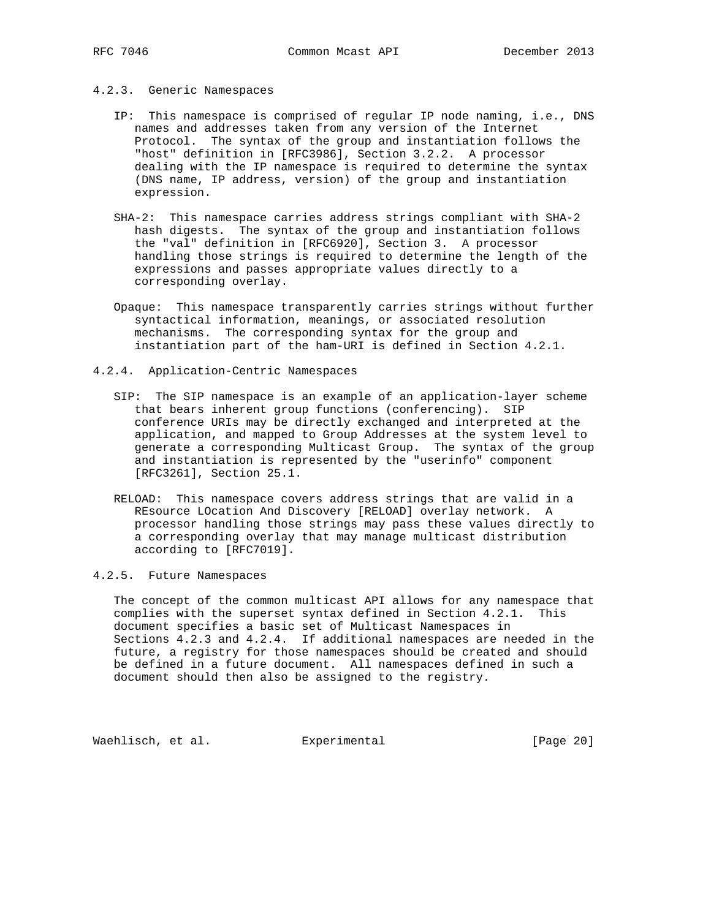### 4.2.3. Generic Namespaces

IP: This namespace is comprised of regular IP node naming, i.e., DNS names and addresses taken from any version of the Internet Protocol. The syntax of the group and instantiation follows the "host" definition in [RFC3986], Section 3.2.2. A processor dealing with the IP namespace is required to determine the syntax (DNS name, IP address, version) of the group and instantiation expression.

SHA-2: This namespace carries address strings compliant with SHA-2 hash digests. The syntax of the group and instantiation follows the "val" definition in [RFC6920], Section 3. A processor handling those strings is required to determine the length of the expressions and passes appropriate values directly to a corresponding overlay.

Opaque: This namespace transparently carries strings without further syntactical information, meanings, or associated resolution mechanisms. The corresponding syntax for the group and instantiation part of the ham-URI is defined in Section 4.2.1.

### 4.2.4. Application-Centric Namespaces

SIP: The SIP namespace is an example of an application-layer scheme that bears inherent group functions (conferencing). SIP conference URIs may be directly exchanged and interpreted at the application, and mapped to Group Addresses at the system level to generate a corresponding Multicast Group. The syntax of the group and instantiation is represented by the "userinfo" component [RFC3261], Section 25.1.

RELOAD: This namespace covers address strings that are valid in a REsource LOcation And Discovery [RELOAD] overlay network. A processor handling those strings may pass these values directly to a corresponding overlay that may manage multicast distribution according to [RFC7019].

### 4.2.5. Future Namespaces

The concept of the common multicast API allows for any namespace that complies with the superset syntax defined in Section 4.2.1. This document specifies a basic set of Multicast Namespaces in Sections 4.2.3 and 4.2.4. If additional namespaces are needed in the future, a registry for those namespaces should be created and should be defined in a future document. All namespaces defined in such a document should then also be assigned to the registry.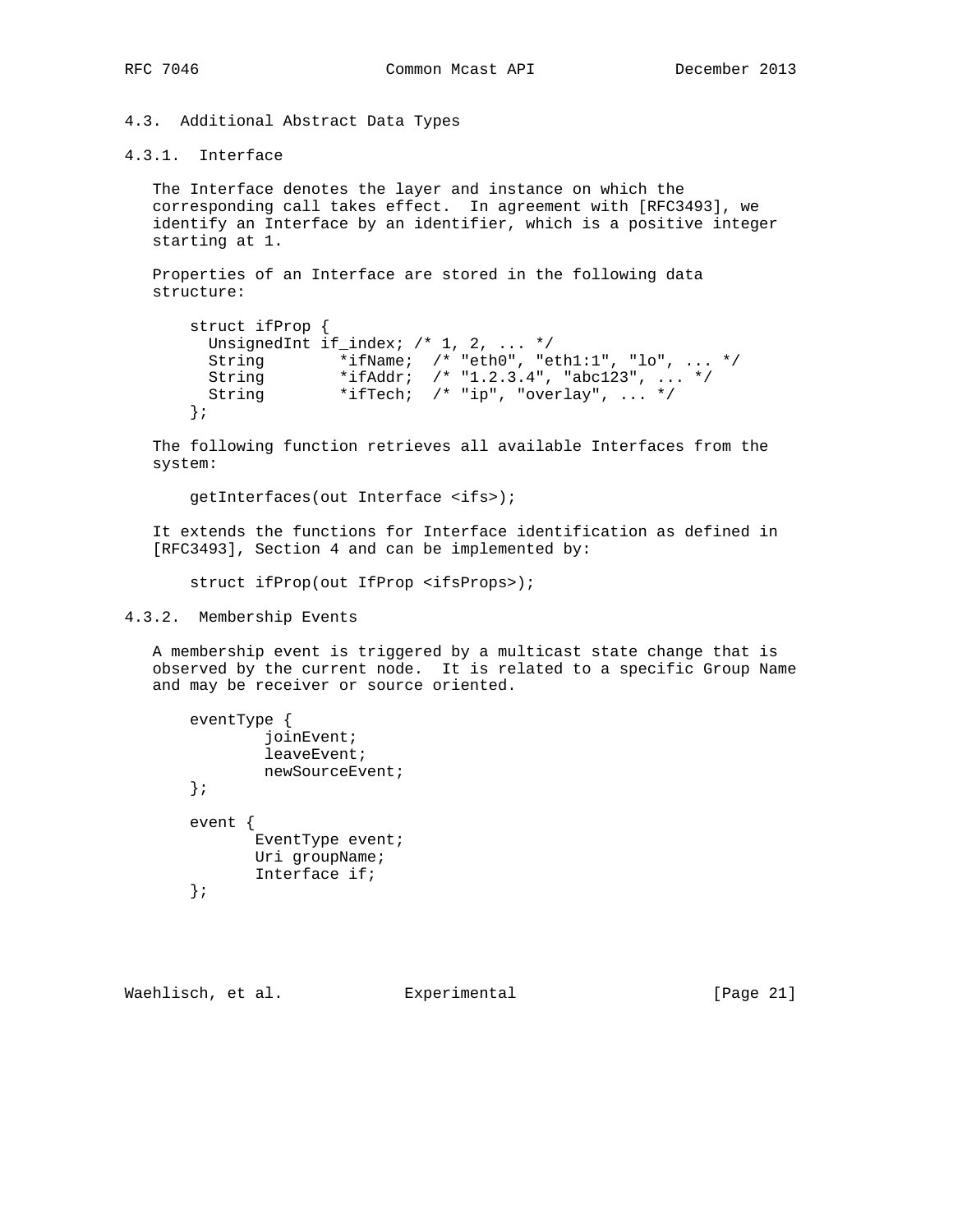### 4.3. Additional Abstract Data Types

#### 4.3.1. Interface

The Interface denotes the layer and instance on which the corresponding call takes effect. In agreement with [RFC3493], we identify an Interface by an identifier, which is a positive integer starting at 1.

Properties of an Interface are stored in the following data structure:

```
struct ifProp {
  UnsignedInt if_index; /* 1, 2, ... */
  String        *ifName;  /* "eth0", "eth1:1", "lo", ... */
  String        *ifAddr;  /* "1.2.3.4", "abc123", ... */
  String        *ifTech;  /* "ip", "overlay", ... */
};
```

The following function retrieves all available Interfaces from the system:

```
getInterfaces(out Interface <ifs>);
```

It extends the functions for Interface identification as defined in [RFC3493], Section 4 and can be implemented by:

```
struct ifProp(out IfProp <ifsProps>);
```

#### 4.3.2. Membership Events

A membership event is triggered by a multicast state change that is observed by the current node. It is related to a specific Group Name and may be receiver or source oriented.

```
eventType {
        joinEvent;
        leaveEvent;
        newSourceEvent;
};

event {
       EventType event;
       Uri groupName;
       Interface if;
};
```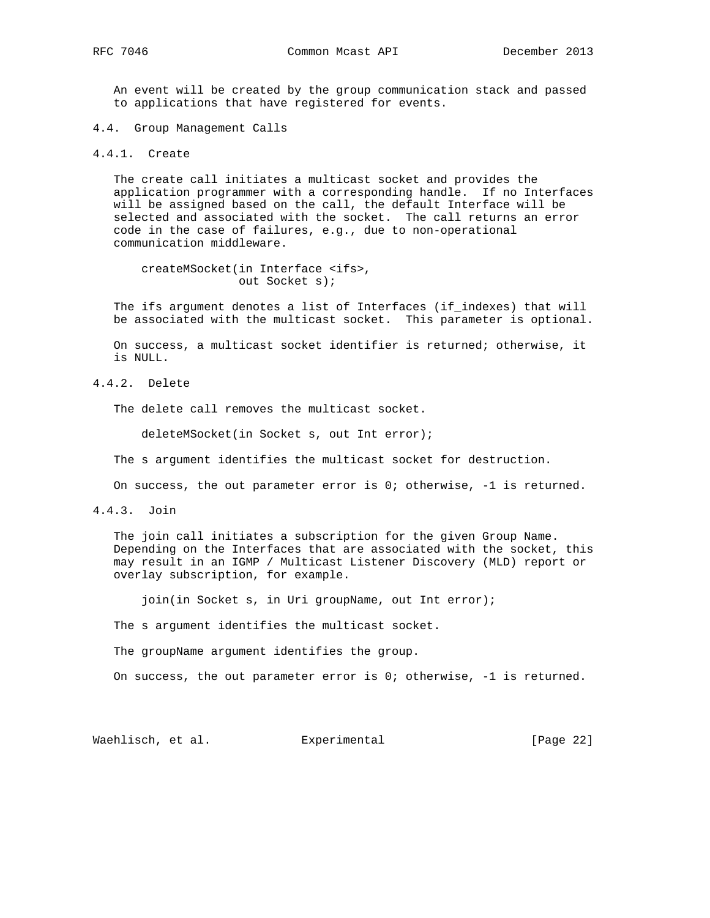An event will be created by the group communication stack and passed to applications that have registered for events.

### 4.4. Group Management Calls

#### 4.4.1. Create

The create call initiates a multicast socket and provides the application programmer with a corresponding handle. If no Interfaces will be assigned based on the call, the default Interface will be selected and associated with the socket. The call returns an error code in the case of failures, e.g., due to non-operational communication middleware.

```
createMSocket(in Interface <ifs>,
              out Socket s);
```

The ifs argument denotes a list of Interfaces (if_indexes) that will be associated with the multicast socket. This parameter is optional.

On success, a multicast socket identifier is returned; otherwise, it is NULL.

#### 4.4.2. Delete

The delete call removes the multicast socket.

```
deleteMSocket(in Socket s, out Int error);
```

The s argument identifies the multicast socket for destruction.

On success, the out parameter error is 0; otherwise, -1 is returned.

#### 4.4.3. Join

The join call initiates a subscription for the given Group Name. Depending on the Interfaces that are associated with the socket, this may result in an IGMP / Multicast Listener Discovery (MLD) report or overlay subscription, for example.

```
join(in Socket s, in Uri groupName, out Int error);
```

The s argument identifies the multicast socket.

The groupName argument identifies the group.

On success, the out parameter error is 0; otherwise, -1 is returned.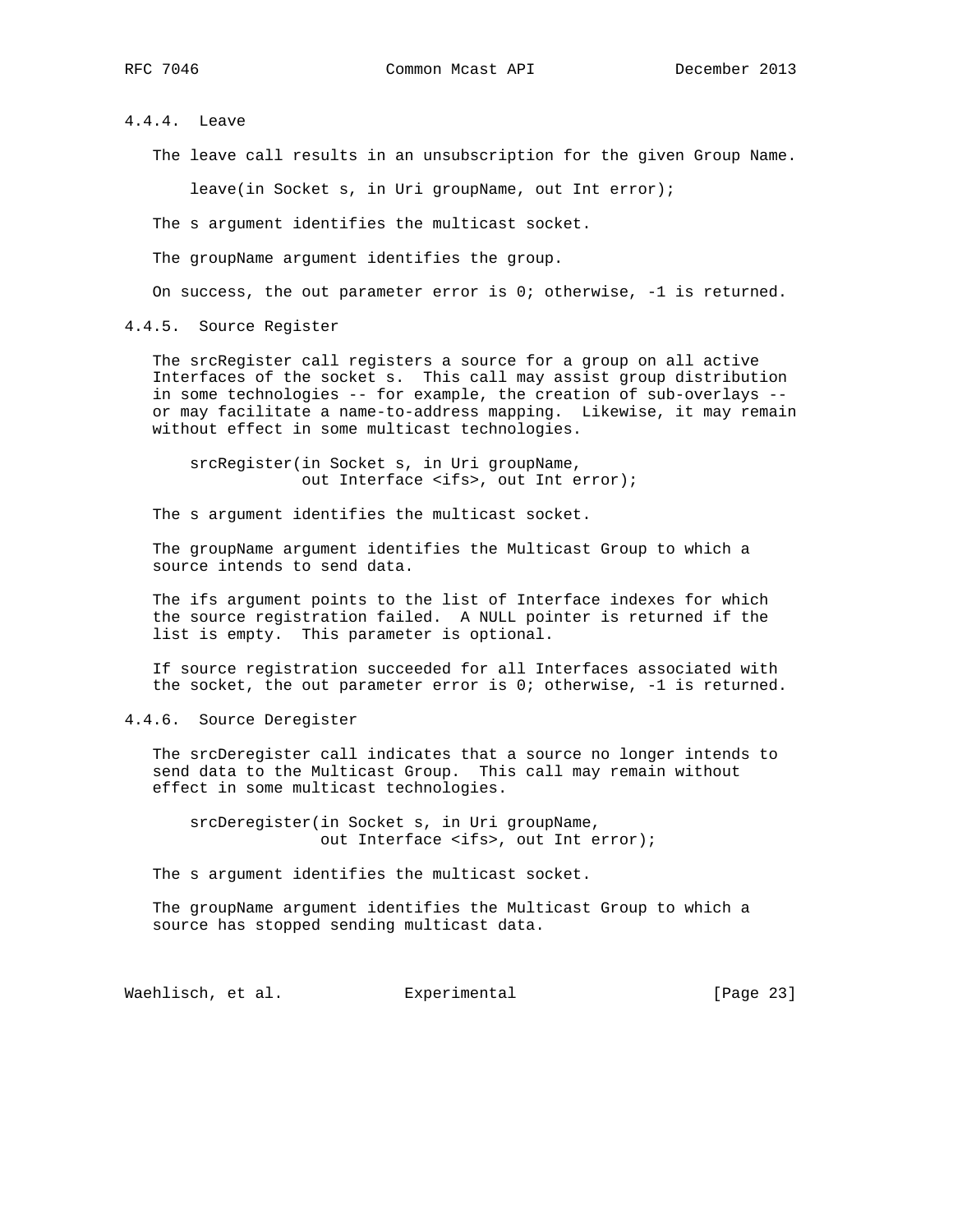#### 4.4.4. Leave

The leave call results in an unsubscription for the given Group Name.

```
leave(in Socket s, in Uri groupName, out Int error);
```

The s argument identifies the multicast socket.

The groupName argument identifies the group.

On success, the out parameter error is 0; otherwise, -1 is returned.

#### 4.4.5. Source Register

The srcRegister call registers a source for a group on all active Interfaces of the socket s. This call may assist group distribution in some technologies -- for example, the creation of sub-overlays -- or may facilitate a name-to-address mapping. Likewise, it may remain without effect in some multicast technologies.

```
srcRegister(in Socket s, in Uri groupName,
            out Interface <ifs>, out Int error);
```

The s argument identifies the multicast socket.

The groupName argument identifies the Multicast Group to which a source intends to send data.

The ifs argument points to the list of Interface indexes for which the source registration failed. A NULL pointer is returned if the list is empty. This parameter is optional.

If source registration succeeded for all Interfaces associated with the socket, the out parameter error is 0; otherwise, -1 is returned.

#### 4.4.6. Source Deregister

The srcDeregister call indicates that a source no longer intends to send data to the Multicast Group. This call may remain without effect in some multicast technologies.

```
srcDeregister(in Socket s, in Uri groupName,
              out Interface <ifs>, out Int error);
```

The s argument identifies the multicast socket.

The groupName argument identifies the Multicast Group to which a source has stopped sending multicast data.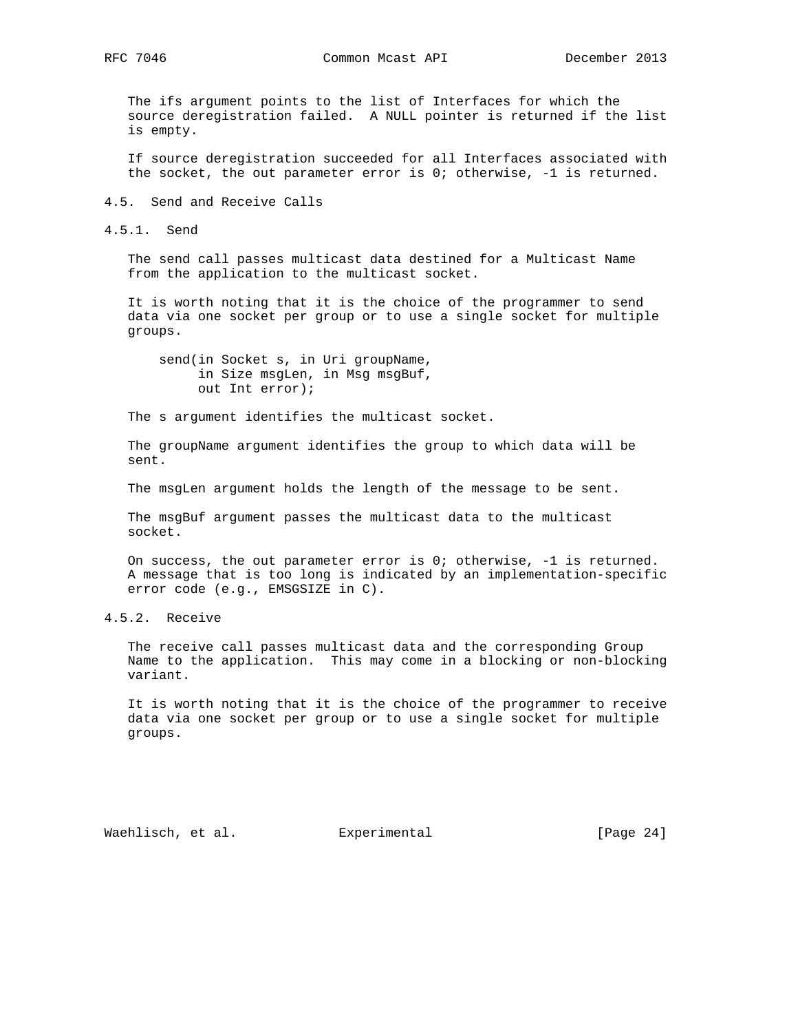The ifs argument points to the list of Interfaces for which the source deregistration failed. A NULL pointer is returned if the list is empty.

If source deregistration succeeded for all Interfaces associated with the socket, the out parameter error is 0; otherwise, -1 is returned.

## 4.5. Send and Receive Calls

### 4.5.1. Send

The send call passes multicast data destined for a Multicast Name from the application to the multicast socket.

It is worth noting that it is the choice of the programmer to send data via one socket per group or to use a single socket for multiple groups.

```
send(in Socket s, in Uri groupName,
     in Size msgLen, in Msg msgBuf,
     out Int error);
```

The s argument identifies the multicast socket.

The groupName argument identifies the group to which data will be sent.

The msgLen argument holds the length of the message to be sent.

The msgBuf argument passes the multicast data to the multicast socket.

On success, the out parameter error is 0; otherwise, -1 is returned. A message that is too long is indicated by an implementation-specific error code (e.g., EMSGSIZE in C).

### 4.5.2. Receive

The receive call passes multicast data and the corresponding Group Name to the application. This may come in a blocking or non-blocking variant.

It is worth noting that it is the choice of the programmer to receive data via one socket per group or to use a single socket for multiple groups.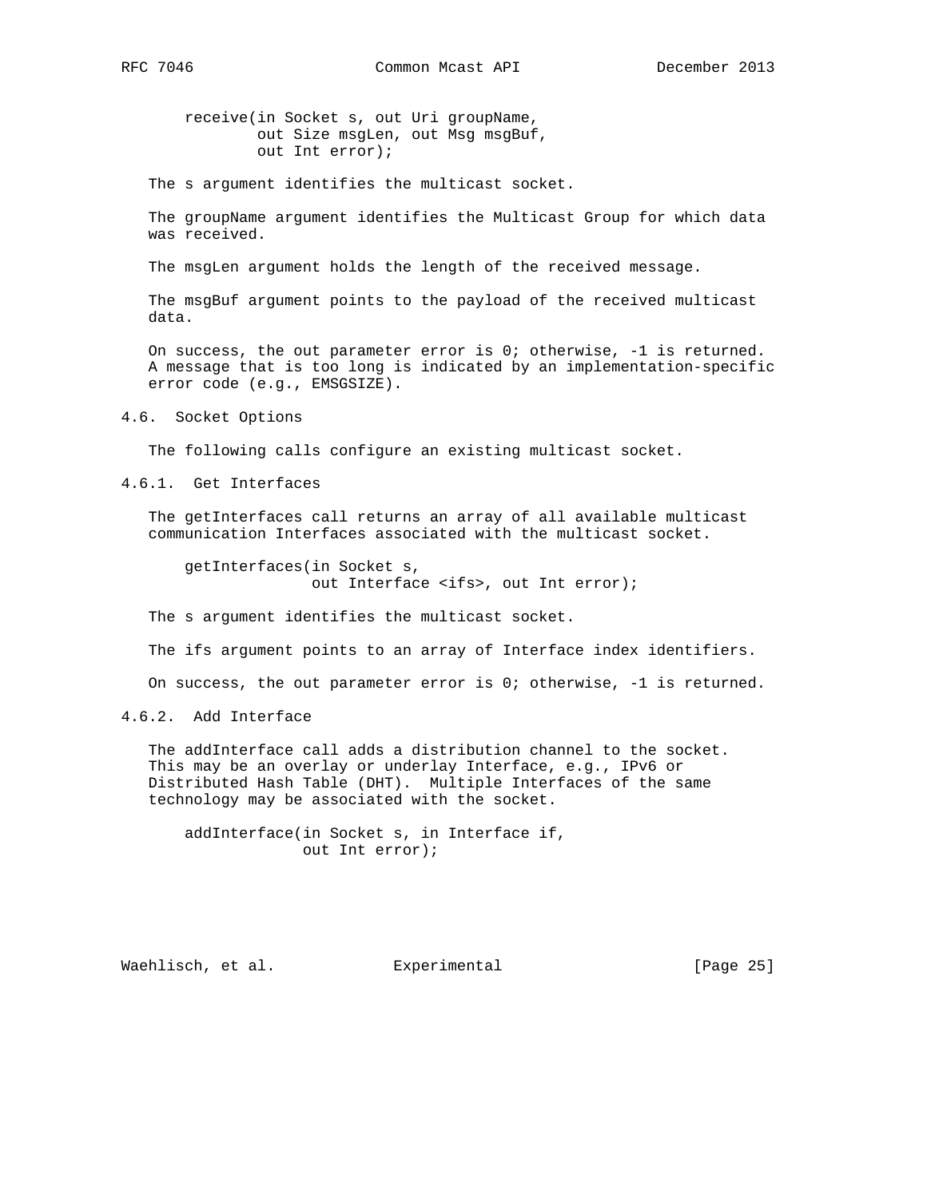```
receive(in Socket s, out Uri groupName,
        out Size msgLen, out Msg msgBuf,
        out Int error);
```

The s argument identifies the multicast socket.

The groupName argument identifies the Multicast Group for which data was received.

The msgLen argument holds the length of the received message.

The msgBuf argument points to the payload of the received multicast data.

On success, the out parameter error is 0; otherwise, -1 is returned. A message that is too long is indicated by an implementation-specific error code (e.g., EMSGSIZE).

### 4.6. Socket Options

The following calls configure an existing multicast socket.

#### 4.6.1. Get Interfaces

The getInterfaces call returns an array of all available multicast communication Interfaces associated with the multicast socket.

```
getInterfaces(in Socket s,
              out Interface <ifs>, out Int error);
```

The s argument identifies the multicast socket.

The ifs argument points to an array of Interface index identifiers.

On success, the out parameter error is 0; otherwise, -1 is returned.

#### 4.6.2. Add Interface

The addInterface call adds a distribution channel to the socket. This may be an overlay or underlay Interface, e.g., IPv6 or Distributed Hash Table (DHT). Multiple Interfaces of the same technology may be associated with the socket.

```
addInterface(in Socket s, in Interface if,
             out Int error);
```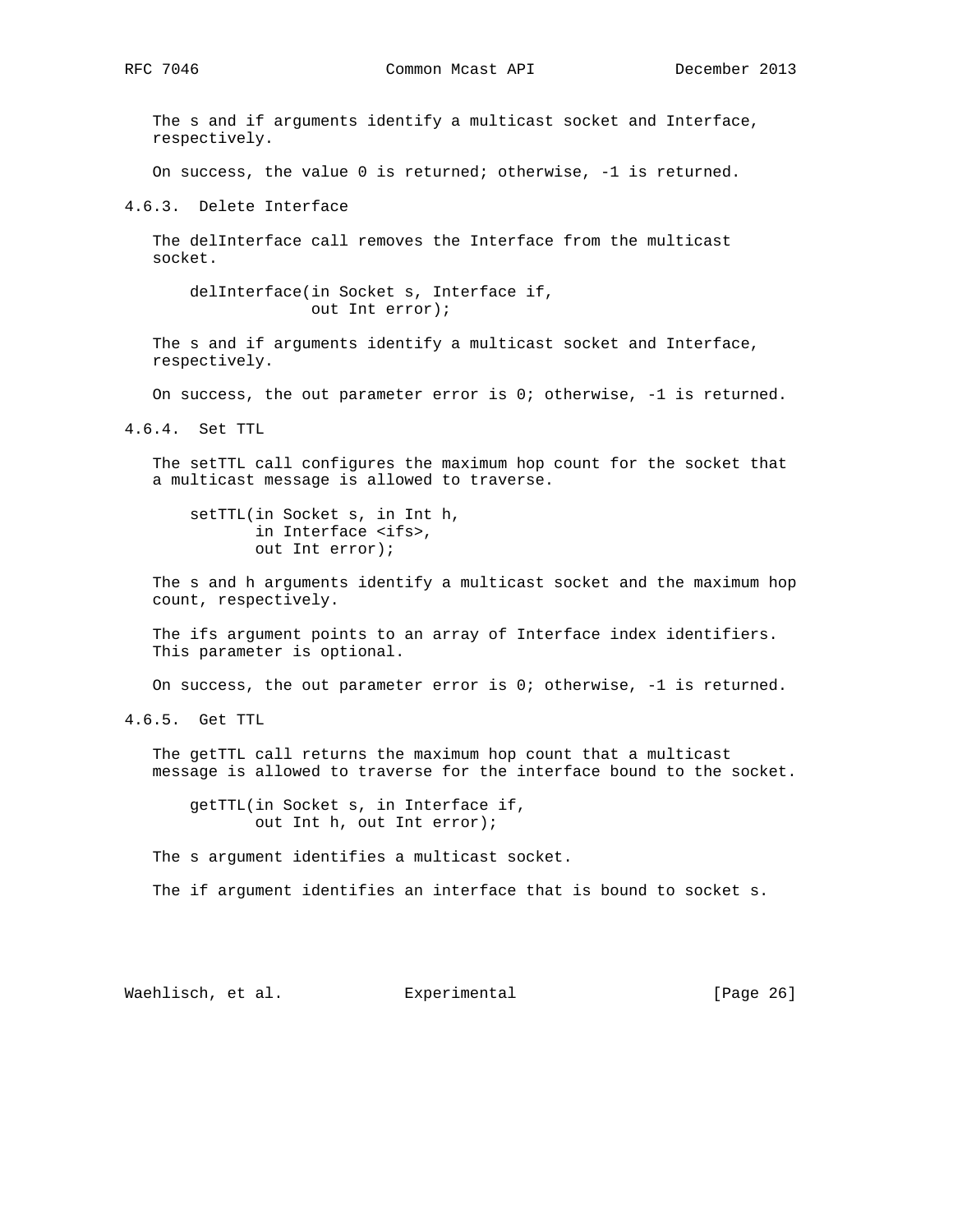The s and if arguments identify a multicast socket and Interface, respectively.

On success, the value 0 is returned; otherwise, -1 is returned.

#### 4.6.3. Delete Interface

The delInterface call removes the Interface from the multicast socket.

```
delInterface(in Socket s, Interface if,
             out Int error);
```

The s and if arguments identify a multicast socket and Interface, respectively.

On success, the out parameter error is 0; otherwise, -1 is returned.

#### 4.6.4. Set TTL

The setTTL call configures the maximum hop count for the socket that a multicast message is allowed to traverse.

```
setTTL(in Socket s, in Int h,
       in Interface <ifs>,
       out Int error);
```

The s and h arguments identify a multicast socket and the maximum hop count, respectively.

The ifs argument points to an array of Interface index identifiers. This parameter is optional.

On success, the out parameter error is 0; otherwise, -1 is returned.

#### 4.6.5. Get TTL

The getTTL call returns the maximum hop count that a multicast message is allowed to traverse for the interface bound to the socket.

```
getTTL(in Socket s, in Interface if,
       out Int h, out Int error);
```

The s argument identifies a multicast socket.

The if argument identifies an interface that is bound to socket s.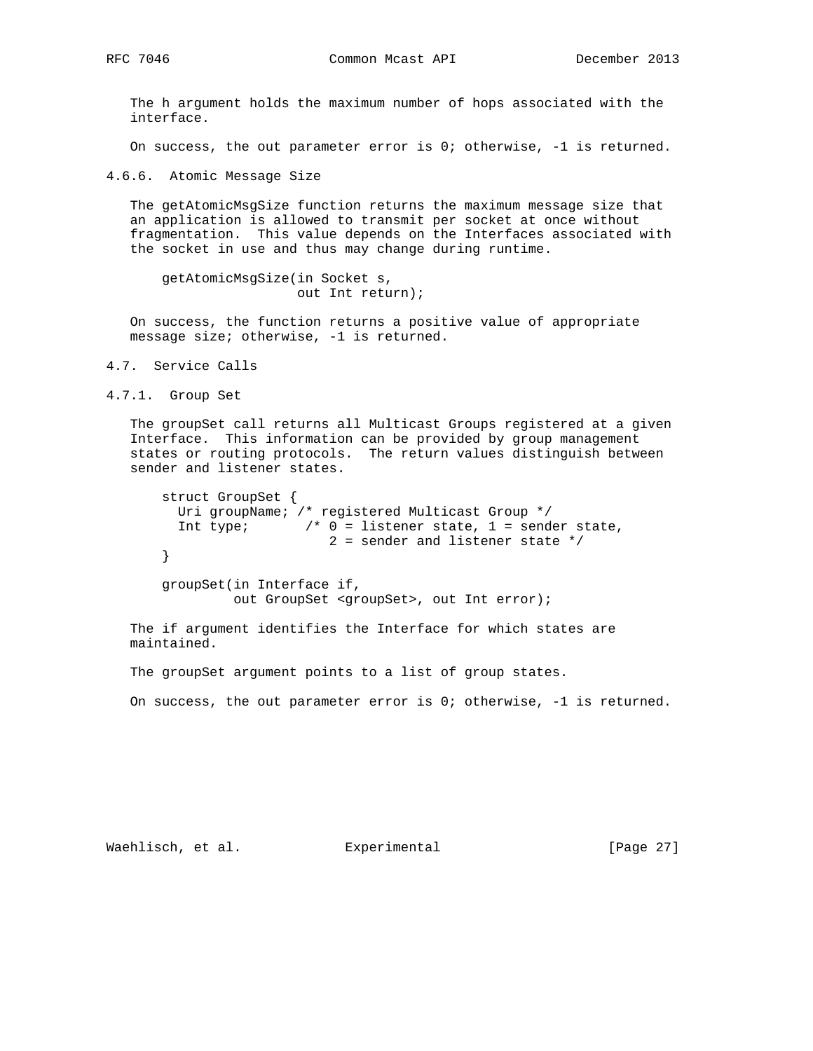The h argument holds the maximum number of hops associated with the interface.

On success, the out parameter error is 0; otherwise, -1 is returned.

#### 4.6.6. Atomic Message Size

The getAtomicMsgSize function returns the maximum message size that an application is allowed to transmit per socket at once without fragmentation. This value depends on the Interfaces associated with the socket in use and thus may change during runtime.

```
getAtomicMsgSize(in Socket s,
                 out Int return);
```

On success, the function returns a positive value of appropriate message size; otherwise, -1 is returned.

### 4.7. Service Calls

#### 4.7.1. Group Set

The groupSet call returns all Multicast Groups registered at a given Interface. This information can be provided by group management states or routing protocols. The return values distinguish between sender and listener states.

```
struct GroupSet {
  Uri groupName; /* registered Multicast Group */
  Int type;      /* 0 = listener state, 1 = sender state,
                    2 = sender and listener state */
}

groupSet(in Interface if,
         out GroupSet <groupSet>, out Int error);
```

The if argument identifies the Interface for which states are maintained.

The groupSet argument points to a list of group states.

On success, the out parameter error is 0; otherwise, -1 is returned.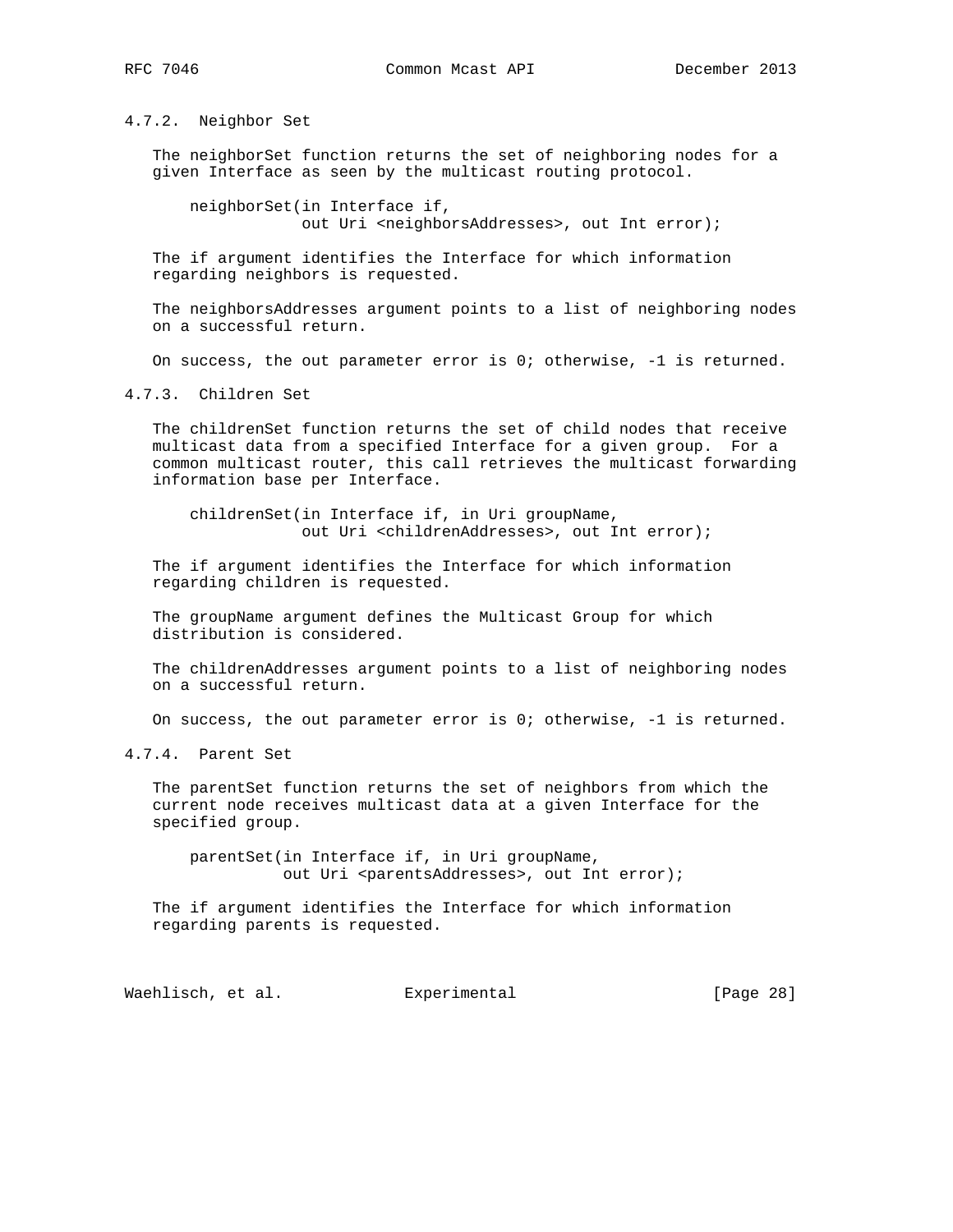#### 4.7.2. Neighbor Set

The neighborSet function returns the set of neighboring nodes for a given Interface as seen by the multicast routing protocol.

```
neighborSet(in Interface if,
            out Uri <neighborsAddresses>, out Int error);
```

The if argument identifies the Interface for which information regarding neighbors is requested.

The neighborsAddresses argument points to a list of neighboring nodes on a successful return.

On success, the out parameter error is 0; otherwise, -1 is returned.

#### 4.7.3. Children Set

The childrenSet function returns the set of child nodes that receive multicast data from a specified Interface for a given group. For a common multicast router, this call retrieves the multicast forwarding information base per Interface.

```
childrenSet(in Interface if, in Uri groupName,
            out Uri <childrenAddresses>, out Int error);
```

The if argument identifies the Interface for which information regarding children is requested.

The groupName argument defines the Multicast Group for which distribution is considered.

The childrenAddresses argument points to a list of neighboring nodes on a successful return.

On success, the out parameter error is 0; otherwise, -1 is returned.

#### 4.7.4. Parent Set

The parentSet function returns the set of neighbors from which the current node receives multicast data at a given Interface for the specified group.

```
parentSet(in Interface if, in Uri groupName,
          out Uri <parentsAddresses>, out Int error);
```

The if argument identifies the Interface for which information regarding parents is requested.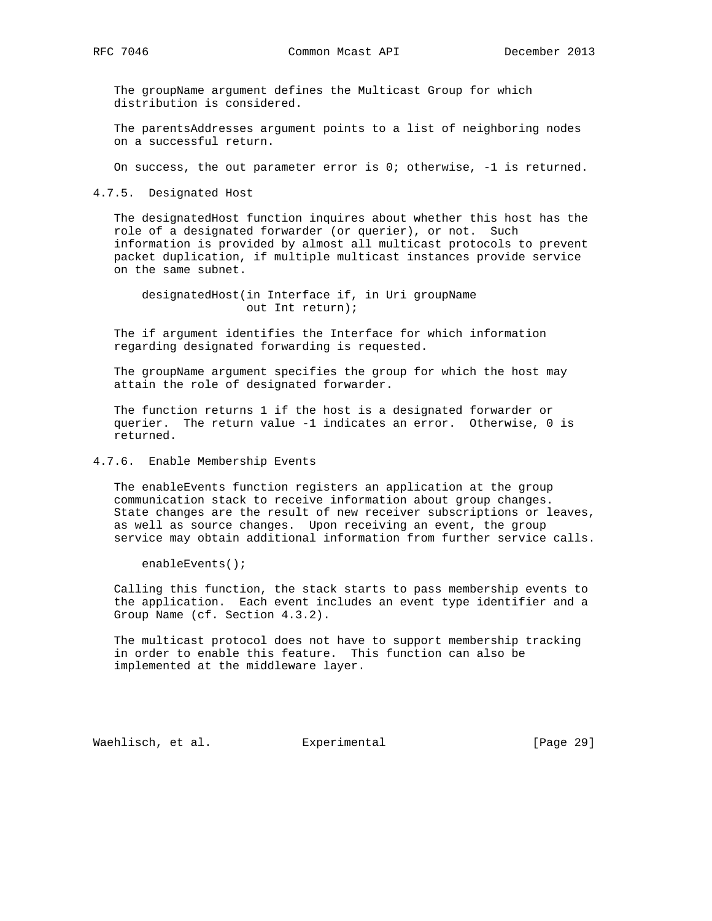The groupName argument defines the Multicast Group for which distribution is considered.

The parentsAddresses argument points to a list of neighboring nodes on a successful return.

On success, the out parameter error is 0; otherwise, -1 is returned.

### 4.7.5. Designated Host

The designatedHost function inquires about whether this host has the role of a designated forwarder (or querier), or not. Such information is provided by almost all multicast protocols to prevent packet duplication, if multiple multicast instances provide service on the same subnet.

```
designatedHost(in Interface if, in Uri groupName
               out Int return);
```

The if argument identifies the Interface for which information regarding designated forwarding is requested.

The groupName argument specifies the group for which the host may attain the role of designated forwarder.

The function returns 1 if the host is a designated forwarder or querier. The return value -1 indicates an error. Otherwise, 0 is returned.

### 4.7.6. Enable Membership Events

The enableEvents function registers an application at the group communication stack to receive information about group changes. State changes are the result of new receiver subscriptions or leaves, as well as source changes. Upon receiving an event, the group service may obtain additional information from further service calls.

```
enableEvents();
```

Calling this function, the stack starts to pass membership events to the application. Each event includes an event type identifier and a Group Name (cf. Section 4.3.2).

The multicast protocol does not have to support membership tracking in order to enable this feature. This function can also be implemented at the middleware layer.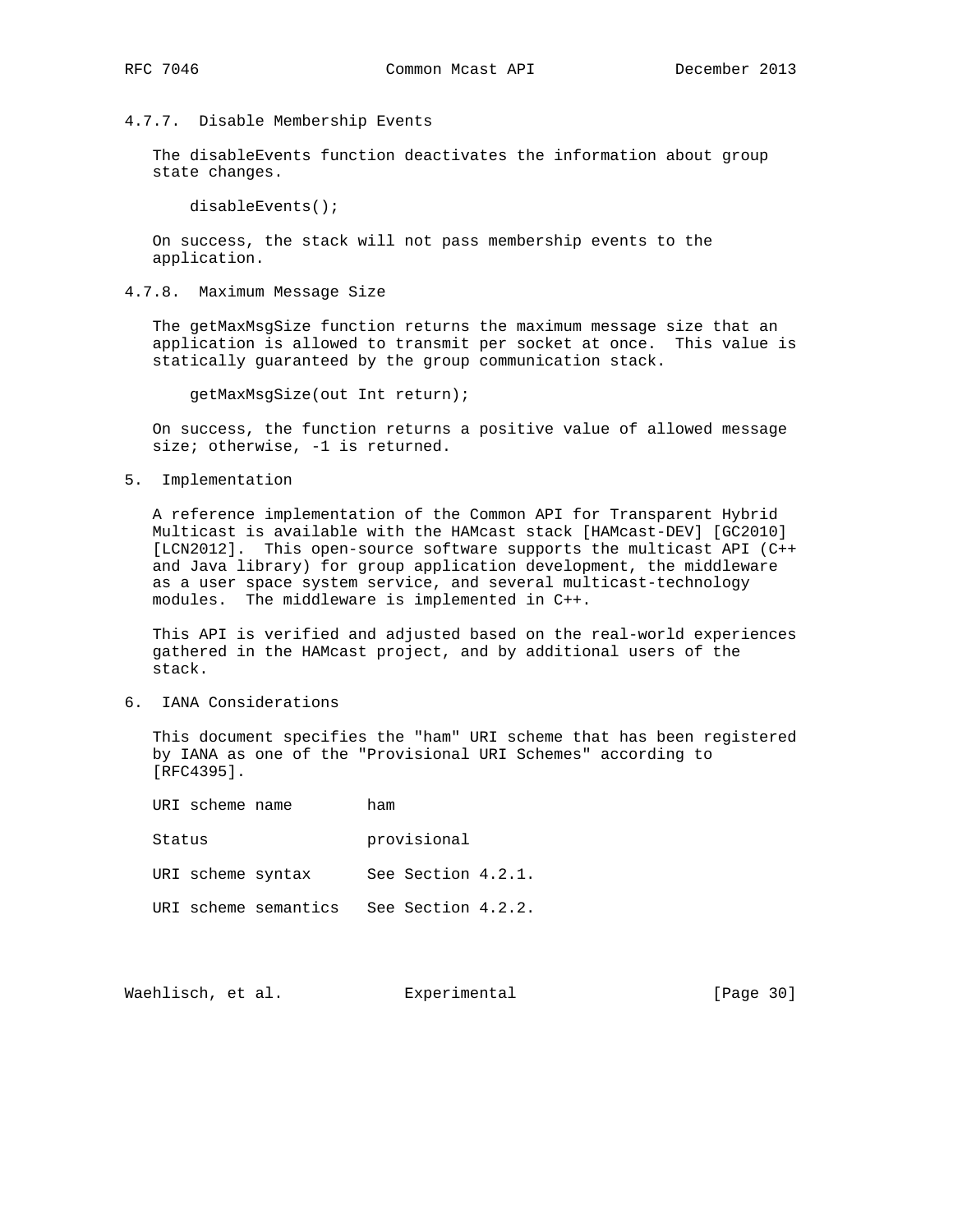#### 4.7.7. Disable Membership Events

The disableEvents function deactivates the information about group state changes.

```
disableEvents();
```

On success, the stack will not pass membership events to the application.

#### 4.7.8. Maximum Message Size

The getMaxMsgSize function returns the maximum message size that an application is allowed to transmit per socket at once. This value is statically guaranteed by the group communication stack.

```
getMaxMsgSize(out Int return);
```

On success, the function returns a positive value of allowed message size; otherwise, -1 is returned.

## 5. Implementation

A reference implementation of the Common API for Transparent Hybrid Multicast is available with the HAMcast stack [HAMcast-DEV] [GC2010] [LCN2012]. This open-source software supports the multicast API (C++ and Java library) for group application development, the middleware as a user space system service, and several multicast-technology modules. The middleware is implemented in C++.

This API is verified and adjusted based on the real-world experiences gathered in the HAMcast project, and by additional users of the stack.

## 6. IANA Considerations

This document specifies the "ham" URI scheme that has been registered by IANA as one of the "Provisional URI Schemes" according to [RFC4395].

| | |
|---|---|
| URI scheme name | ham |
| Status | provisional |
| URI scheme syntax | See Section 4.2.1. |
| URI scheme semantics | See Section 4.2.2. |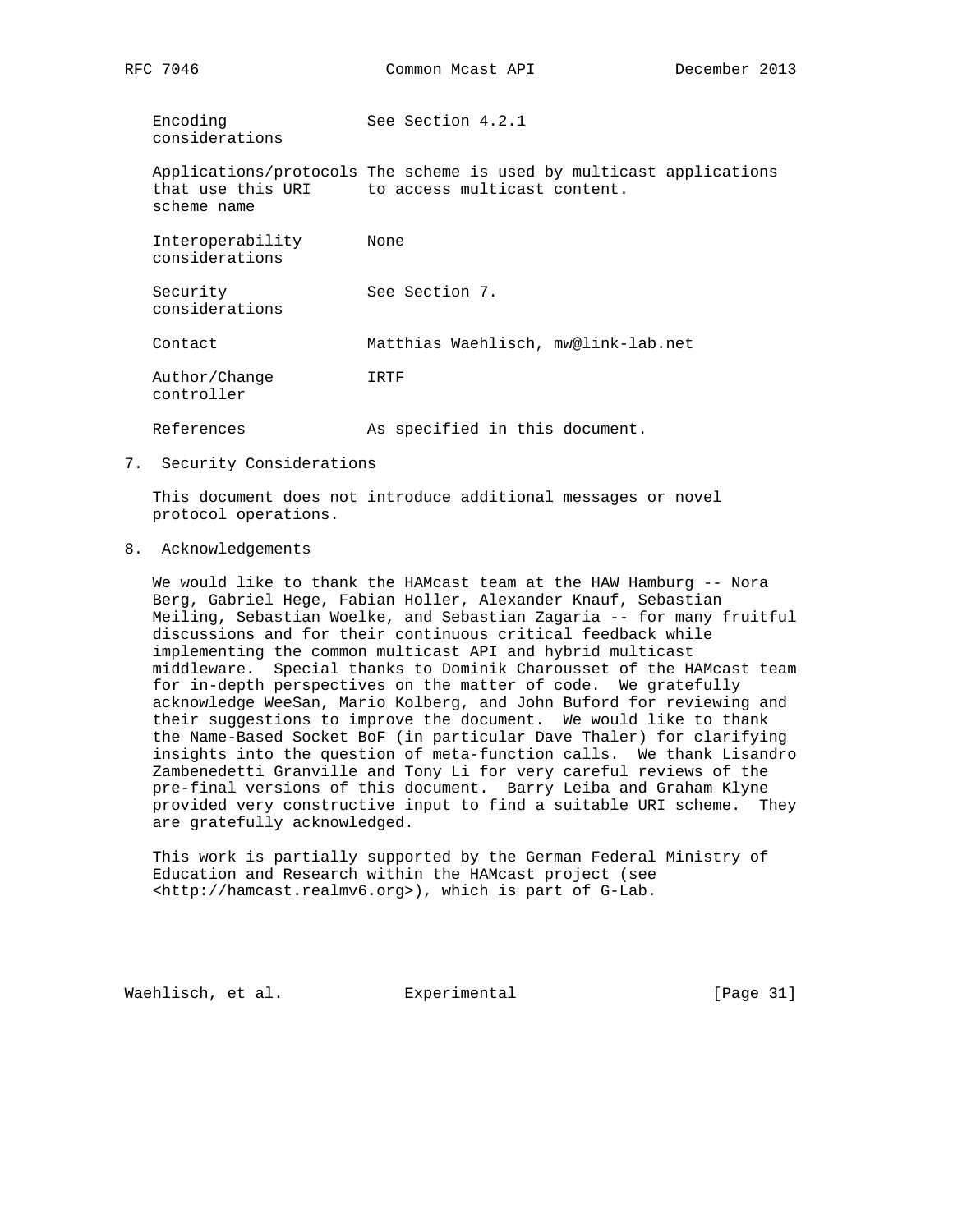| | |
|---|---|
| Encoding considerations | See Section 4.2.1 |
| Applications/protocols that use this URI scheme name | The scheme is used by multicast applications to access multicast content. |
| Interoperability considerations | None |
| Security considerations | See Section 7. |
| Contact | Matthias Waehlisch, mw@link-lab.net |
| Author/Change controller | IRTF |
| References | As specified in this document. |

## 7. Security Considerations

This document does not introduce additional messages or novel protocol operations.

## 8. Acknowledgements

We would like to thank the HAMcast team at the HAW Hamburg -- Nora Berg, Gabriel Hege, Fabian Holler, Alexander Knauf, Sebastian Meiling, Sebastian Woelke, and Sebastian Zagaria -- for many fruitful discussions and for their continuous critical feedback while implementing the common multicast API and hybrid multicast middleware. Special thanks to Dominik Charousset of the HAMcast team for in-depth perspectives on the matter of code. We gratefully acknowledge WeeSan, Mario Kolberg, and John Buford for reviewing and their suggestions to improve the document. We would like to thank the Name-Based Socket BoF (in particular Dave Thaler) for clarifying insights into the question of meta-function calls. We thank Lisandro Zambenedetti Granville and Tony Li for very careful reviews of the pre-final versions of this document. Barry Leiba and Graham Klyne provided very constructive input to find a suitable URI scheme. They are gratefully acknowledged.

This work is partially supported by the German Federal Ministry of Education and Research within the HAMcast project (see <http://hamcast.realmv6.org>), which is part of G-Lab.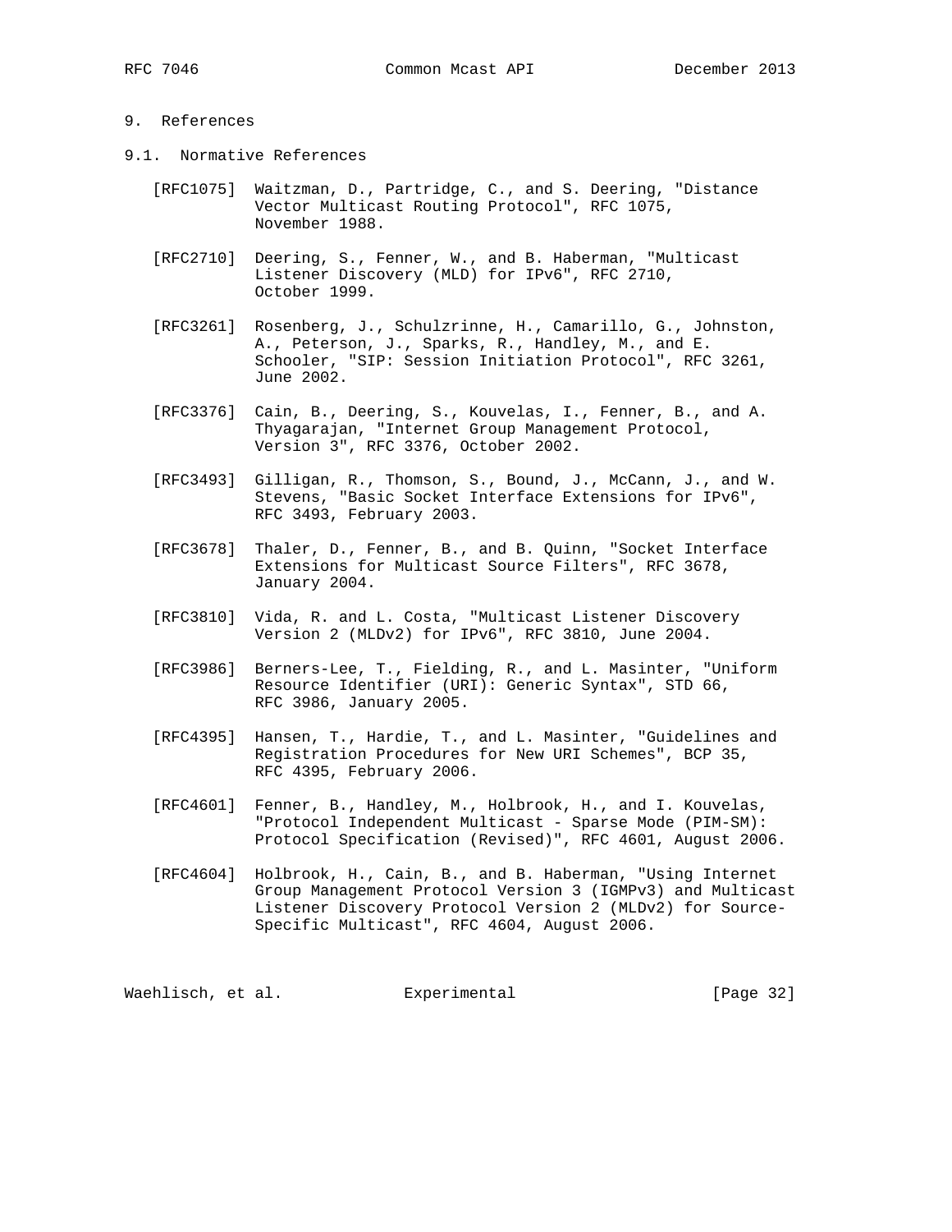## 9. References

### 9.1. Normative References

[RFC1075] Waitzman, D., Partridge, C., and S. Deering, "Distance Vector Multicast Routing Protocol", RFC 1075, November 1988.

[RFC2710] Deering, S., Fenner, W., and B. Haberman, "Multicast Listener Discovery (MLD) for IPv6", RFC 2710, October 1999.

[RFC3261] Rosenberg, J., Schulzrinne, H., Camarillo, G., Johnston, A., Peterson, J., Sparks, R., Handley, M., and E. Schooler, "SIP: Session Initiation Protocol", RFC 3261, June 2002.

[RFC3376] Cain, B., Deering, S., Kouvelas, I., Fenner, B., and A. Thyagarajan, "Internet Group Management Protocol, Version 3", RFC 3376, October 2002.

[RFC3493] Gilligan, R., Thomson, S., Bound, J., McCann, J., and W. Stevens, "Basic Socket Interface Extensions for IPv6", RFC 3493, February 2003.

[RFC3678] Thaler, D., Fenner, B., and B. Quinn, "Socket Interface Extensions for Multicast Source Filters", RFC 3678, January 2004.

[RFC3810] Vida, R. and L. Costa, "Multicast Listener Discovery Version 2 (MLDv2) for IPv6", RFC 3810, June 2004.

[RFC3986] Berners-Lee, T., Fielding, R., and L. Masinter, "Uniform Resource Identifier (URI): Generic Syntax", STD 66, RFC 3986, January 2005.

[RFC4395] Hansen, T., Hardie, T., and L. Masinter, "Guidelines and Registration Procedures for New URI Schemes", BCP 35, RFC 4395, February 2006.

[RFC4601] Fenner, B., Handley, M., Holbrook, H., and I. Kouvelas, "Protocol Independent Multicast - Sparse Mode (PIM-SM): Protocol Specification (Revised)", RFC 4601, August 2006.

[RFC4604] Holbrook, H., Cain, B., and B. Haberman, "Using Internet Group Management Protocol Version 3 (IGMPv3) and Multicast Listener Discovery Protocol Version 2 (MLDv2) for Source-Specific Multicast", RFC 4604, August 2006.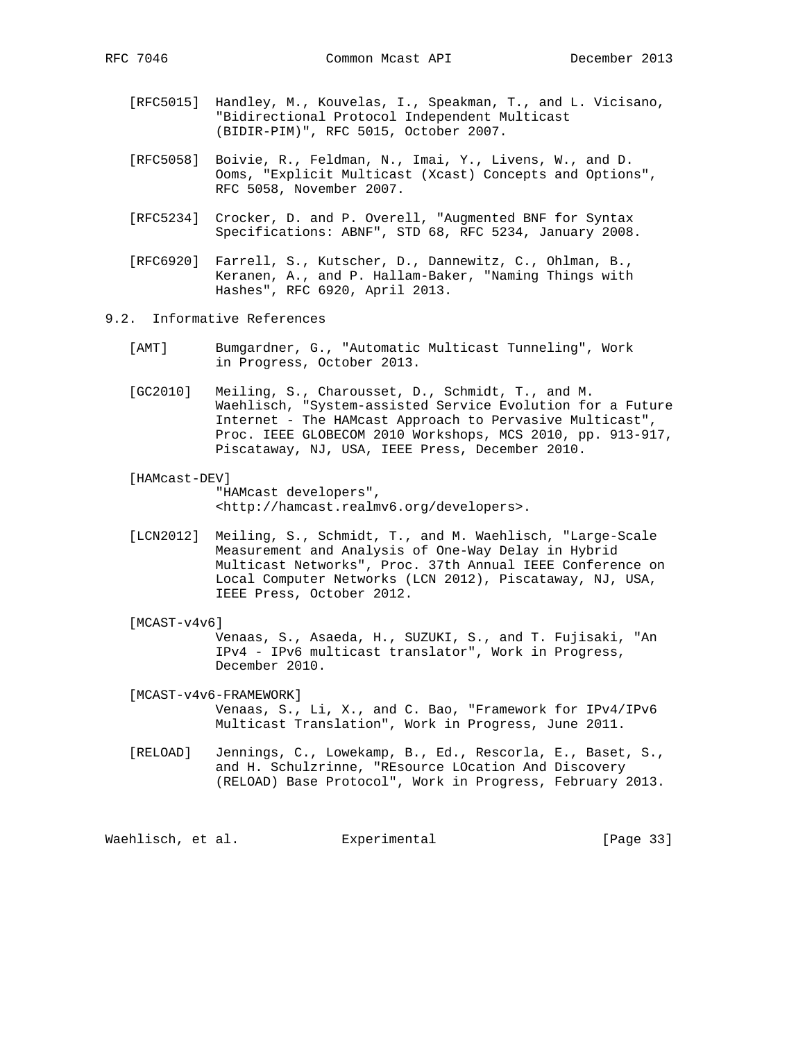[RFC5015] Handley, M., Kouvelas, I., Speakman, T., and L. Vicisano, "Bidirectional Protocol Independent Multicast (BIDIR-PIM)", RFC 5015, October 2007.

[RFC5058] Boivie, R., Feldman, N., Imai, Y., Livens, W., and D. Ooms, "Explicit Multicast (Xcast) Concepts and Options", RFC 5058, November 2007.

[RFC5234] Crocker, D. and P. Overell, "Augmented BNF for Syntax Specifications: ABNF", STD 68, RFC 5234, January 2008.

[RFC6920] Farrell, S., Kutscher, D., Dannewitz, C., Ohlman, B., Keranen, A., and P. Hallam-Baker, "Naming Things with Hashes", RFC 6920, April 2013.

## 9.2. Informative References

[AMT] Bumgardner, G., "Automatic Multicast Tunneling", Work in Progress, October 2013.

[GC2010] Meiling, S., Charousset, D., Schmidt, T., and M. Waehlisch, "System-assisted Service Evolution for a Future Internet - The HAMcast Approach to Pervasive Multicast", Proc. IEEE GLOBECOM 2010 Workshops, MCS 2010, pp. 913-917, Piscataway, NJ, USA, IEEE Press, December 2010.

[HAMcast-DEV] "HAMcast developers", <http://hamcast.realmv6.org/developers>.

[LCN2012] Meiling, S., Schmidt, T., and M. Waehlisch, "Large-Scale Measurement and Analysis of One-Way Delay in Hybrid Multicast Networks", Proc. 37th Annual IEEE Conference on Local Computer Networks (LCN 2012), Piscataway, NJ, USA, IEEE Press, October 2012.

[MCAST-v4v6] Venaas, S., Asaeda, H., SUZUKI, S., and T. Fujisaki, "An IPv4 - IPv6 multicast translator", Work in Progress, December 2010.

[MCAST-v4v6-FRAMEWORK] Venaas, S., Li, X., and C. Bao, "Framework for IPv4/IPv6 Multicast Translation", Work in Progress, June 2011.

[RELOAD] Jennings, C., Lowekamp, B., Ed., Rescorla, E., Baset, S., and H. Schulzrinne, "REsource LOcation And Discovery (RELOAD) Base Protocol", Work in Progress, February 2013.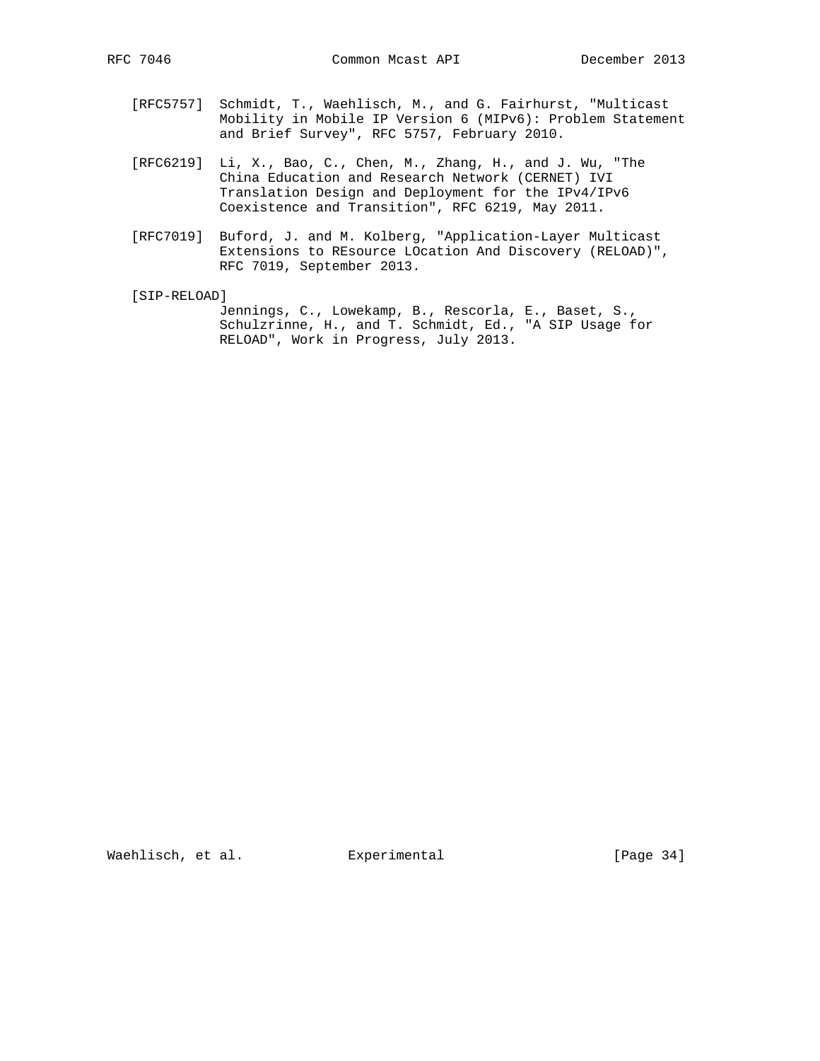[RFC5757] Schmidt, T., Waehlisch, M., and G. Fairhurst, "Multicast Mobility in Mobile IP Version 6 (MIPv6): Problem Statement and Brief Survey", RFC 5757, February 2010.

[RFC6219] Li, X., Bao, C., Chen, M., Zhang, H., and J. Wu, "The China Education and Research Network (CERNET) IVI Translation Design and Deployment for the IPv4/IPv6 Coexistence and Transition", RFC 6219, May 2011.

[RFC7019] Buford, J. and M. Kolberg, "Application-Layer Multicast Extensions to REsource LOcation And Discovery (RELOAD)", RFC 7019, September 2013.

[SIP-RELOAD] Jennings, C., Lowekamp, B., Rescorla, E., Baset, S., Schulzrinne, H., and T. Schmidt, Ed., "A SIP Usage for RELOAD", Work in Progress, July 2013.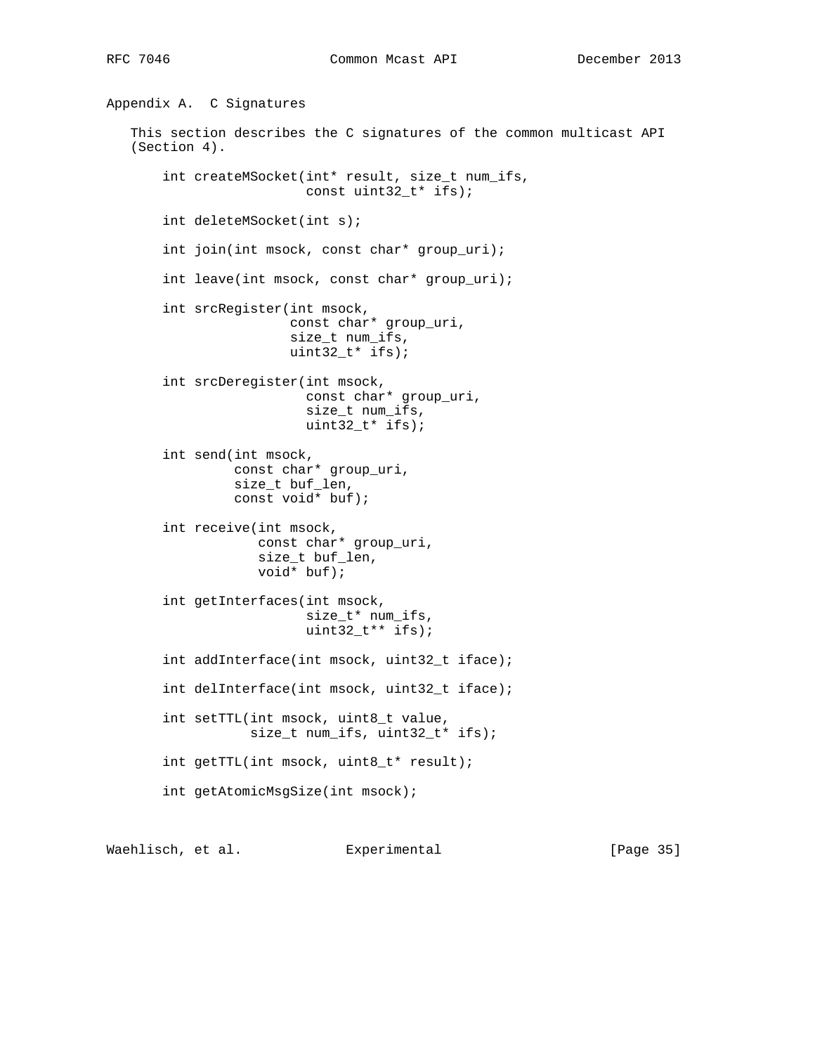## Appendix A. C Signatures

This section describes the C signatures of the common multicast API (Section 4).

```
int createMSocket(int* result, size_t num_ifs,
                  const uint32_t* ifs);

int deleteMSocket(int s);

int join(int msock, const char* group_uri);

int leave(int msock, const char* group_uri);

int srcRegister(int msock,
                const char* group_uri,
                size_t num_ifs,
                uint32_t* ifs);

int srcDeregister(int msock,
                  const char* group_uri,
                  size_t num_ifs,
                  uint32_t* ifs);

int send(int msock,
         const char* group_uri,
         size_t buf_len,
         const void* buf);

int receive(int msock,
            const char* group_uri,
            size_t buf_len,
            void* buf);

int getInterfaces(int msock,
                  size_t* num_ifs,
                  uint32_t** ifs);

int addInterface(int msock, uint32_t iface);

int delInterface(int msock, uint32_t iface);

int setTTL(int msock, uint8_t value,
           size_t num_ifs, uint32_t* ifs);

int getTTL(int msock, uint8_t* result);

int getAtomicMsgSize(int msock);
```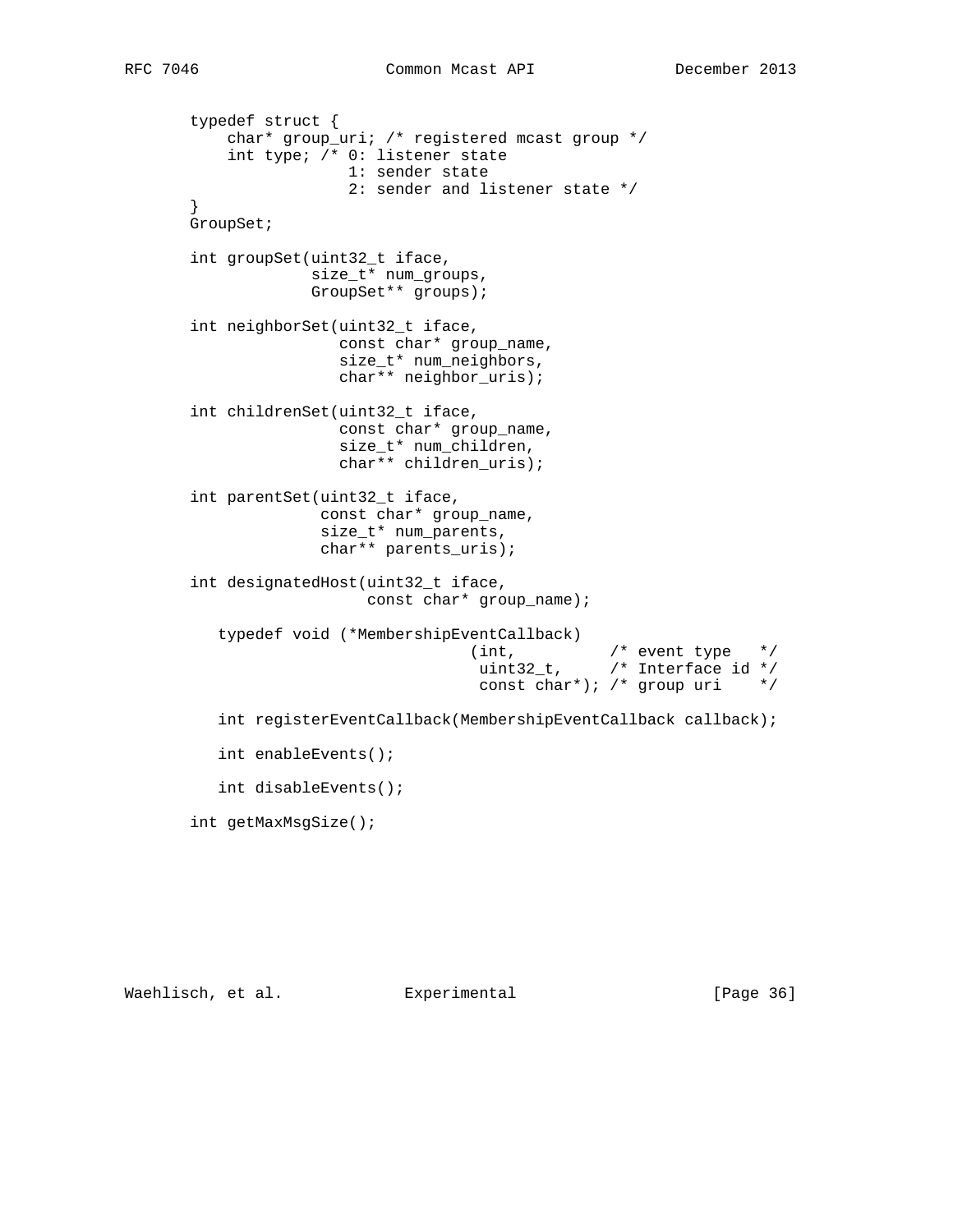```
typedef struct {
    char* group_uri; /* registered mcast group */
    int type; /* 0: listener state
                 1: sender state
                 2: sender and listener state */
}
GroupSet;

int groupSet(uint32_t iface,
             size_t* num_groups,
             GroupSet** groups);

int neighborSet(uint32_t iface,
                const char* group_name,
                size_t* num_neighbors,
                char** neighbor_uris);

int childrenSet(uint32_t iface,
                const char* group_name,
                size_t* num_children,
                char** children_uris);

int parentSet(uint32_t iface,
              const char* group_name,
              size_t* num_parents,
              char** parents_uris);

int designatedHost(uint32_t iface,
                   const char* group_name);

   typedef void (*MembershipEventCallback)
                              (int,          /* event type   */
                               uint32_t,     /* Interface id */
                               const char*); /* group uri    */

   int registerEventCallback(MembershipEventCallback callback);

   int enableEvents();

   int disableEvents();

int getMaxMsgSize();
```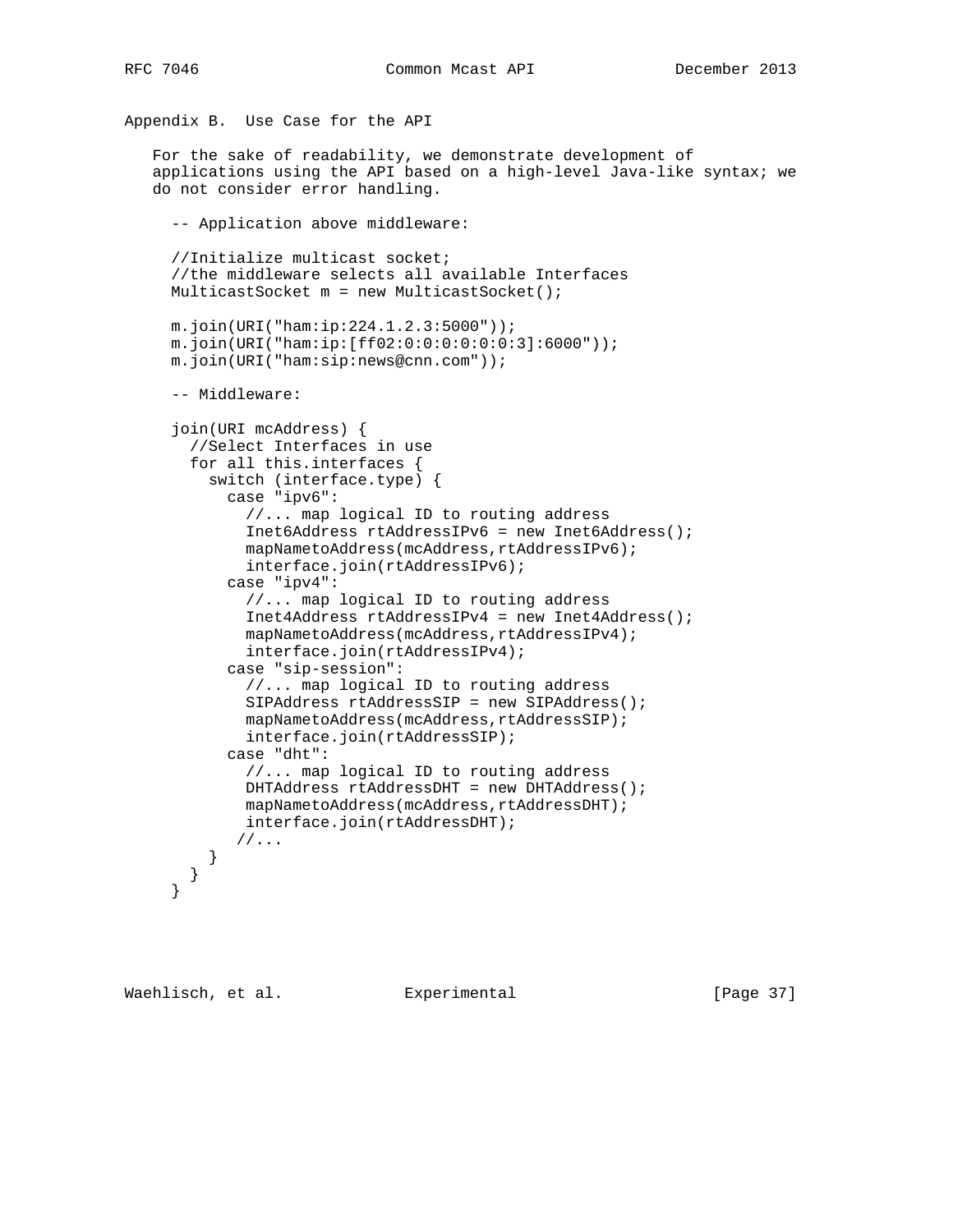## Appendix B. Use Case for the API

For the sake of readability, we demonstrate development of applications using the API based on a high-level Java-like syntax; we do not consider error handling.

```
-- Application above middleware:

//Initialize multicast socket;
//the middleware selects all available Interfaces
MulticastSocket m = new MulticastSocket();

m.join(URI("ham:ip:224.1.2.3:5000"));
m.join(URI("ham:ip:[ff02:0:0:0:0:0:0:3]:6000"));
m.join(URI("ham:sip:news@cnn.com"));

-- Middleware:

join(URI mcAddress) {
  //Select Interfaces in use
  for all this.interfaces {
    switch (interface.type) {
      case "ipv6":
        //... map logical ID to routing address
        Inet6Address rtAddressIPv6 = new Inet6Address();
        mapNametoAddress(mcAddress,rtAddressIPv6);
        interface.join(rtAddressIPv6);
      case "ipv4":
        //... map logical ID to routing address
        Inet4Address rtAddressIPv4 = new Inet4Address();
        mapNametoAddress(mcAddress,rtAddressIPv4);
        interface.join(rtAddressIPv4);
      case "sip-session":
        //... map logical ID to routing address
        SIPAddress rtAddressSIP = new SIPAddress();
        mapNametoAddress(mcAddress,rtAddressSIP);
        interface.join(rtAddressSIP);
      case "dht":
        //... map logical ID to routing address
        DHTAddress rtAddressDHT = new DHTAddress();
        mapNametoAddress(mcAddress,rtAddressDHT);
        interface.join(rtAddressDHT);
       //...
    }
  }
}
```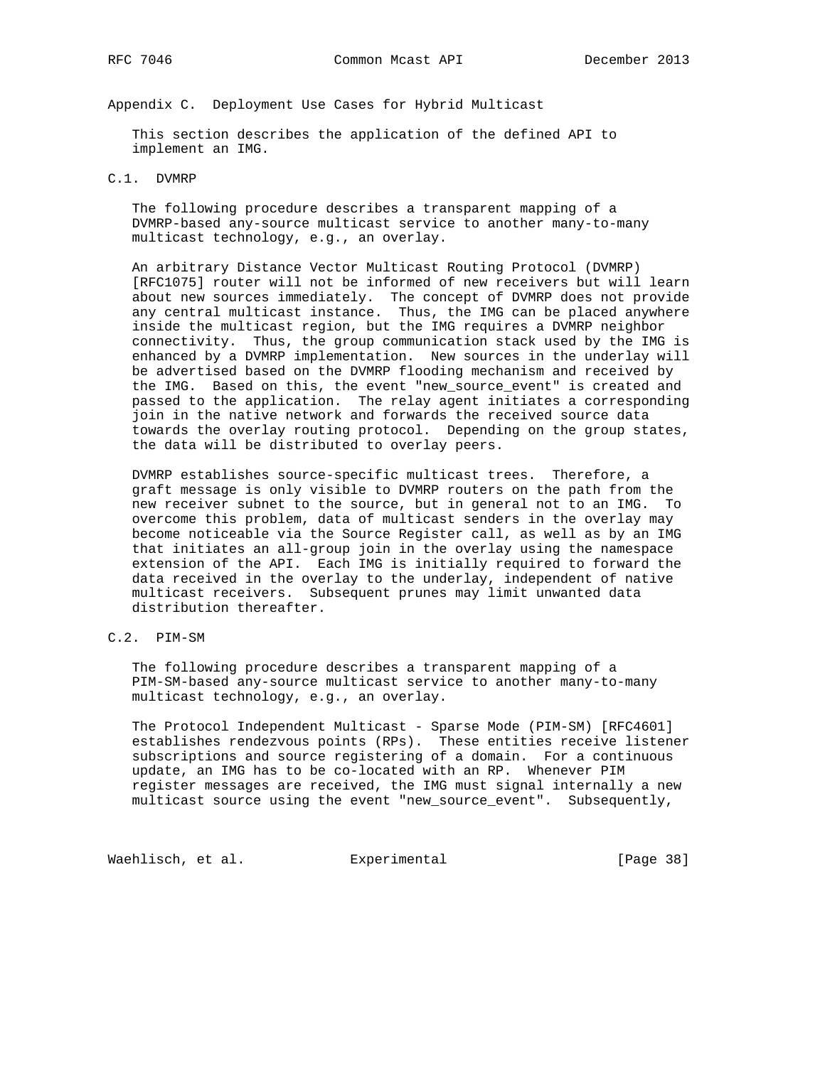## Appendix C. Deployment Use Cases for Hybrid Multicast

This section describes the application of the defined API to implement an IMG.

### C.1. DVMRP

The following procedure describes a transparent mapping of a DVMRP-based any-source multicast service to another many-to-many multicast technology, e.g., an overlay.

An arbitrary Distance Vector Multicast Routing Protocol (DVMRP) [RFC1075] router will not be informed of new receivers but will learn about new sources immediately. The concept of DVMRP does not provide any central multicast instance. Thus, the IMG can be placed anywhere inside the multicast region, but the IMG requires a DVMRP neighbor connectivity. Thus, the group communication stack used by the IMG is enhanced by a DVMRP implementation. New sources in the underlay will be advertised based on the DVMRP flooding mechanism and received by the IMG. Based on this, the event "new_source_event" is created and passed to the application. The relay agent initiates a corresponding join in the native network and forwards the received source data towards the overlay routing protocol. Depending on the group states, the data will be distributed to overlay peers.

DVMRP establishes source-specific multicast trees. Therefore, a graft message is only visible to DVMRP routers on the path from the new receiver subnet to the source, but in general not to an IMG. To overcome this problem, data of multicast senders in the overlay may become noticeable via the Source Register call, as well as by an IMG that initiates an all-group join in the overlay using the namespace extension of the API. Each IMG is initially required to forward the data received in the overlay to the underlay, independent of native multicast receivers. Subsequent prunes may limit unwanted data distribution thereafter.

### C.2. PIM-SM

The following procedure describes a transparent mapping of a PIM-SM-based any-source multicast service to another many-to-many multicast technology, e.g., an overlay.

The Protocol Independent Multicast - Sparse Mode (PIM-SM) [RFC4601] establishes rendezvous points (RPs). These entities receive listener subscriptions and source registering of a domain. For a continuous update, an IMG has to be co-located with an RP. Whenever PIM register messages are received, the IMG must signal internally a new multicast source using the event "new_source_event". Subsequently,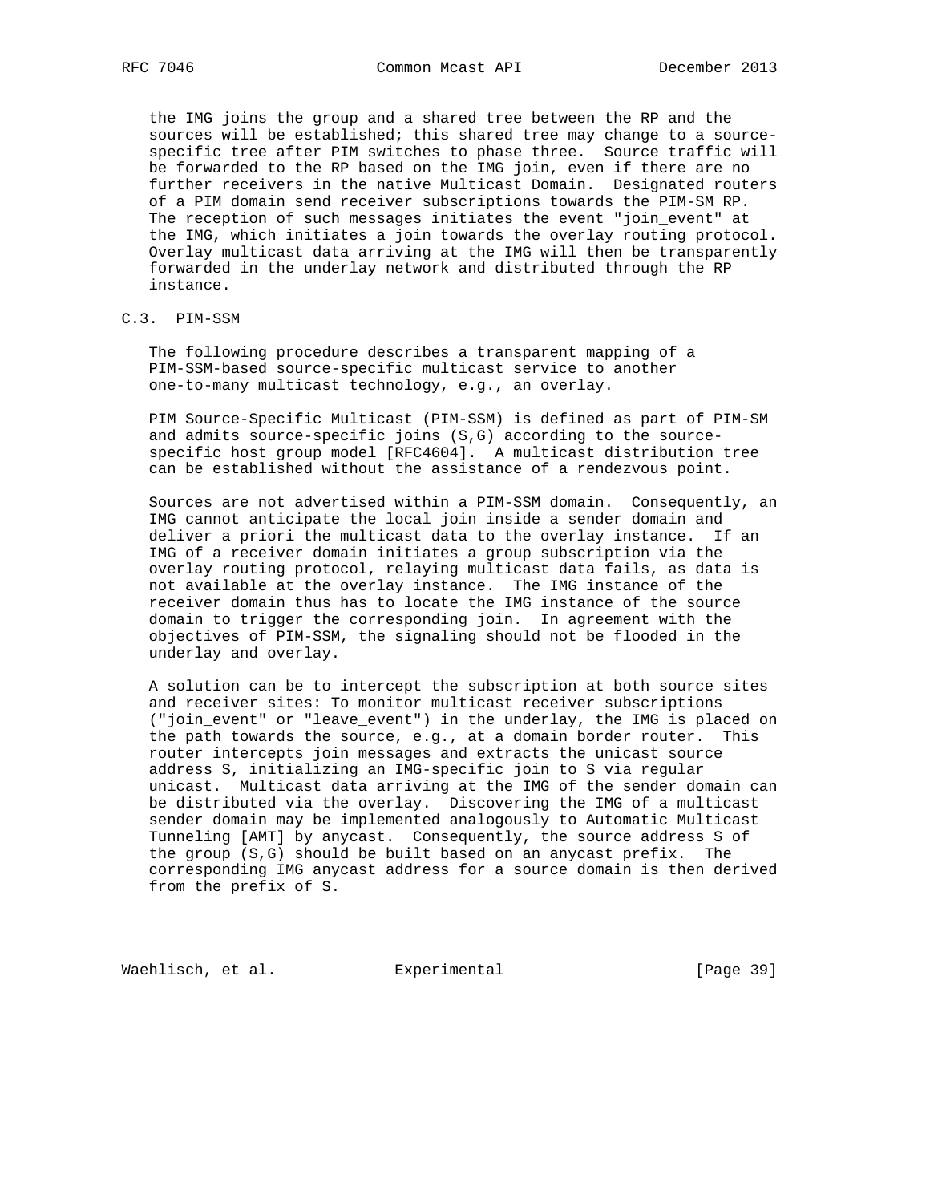the IMG joins the group and a shared tree between the RP and the sources will be established; this shared tree may change to a source-specific tree after PIM switches to phase three. Source traffic will be forwarded to the RP based on the IMG join, even if there are no further receivers in the native Multicast Domain. Designated routers of a PIM domain send receiver subscriptions towards the PIM-SM RP. The reception of such messages initiates the event "join_event" at the IMG, which initiates a join towards the overlay routing protocol. Overlay multicast data arriving at the IMG will then be transparently forwarded in the underlay network and distributed through the RP instance.

## C.3. PIM-SSM

The following procedure describes a transparent mapping of a PIM-SSM-based source-specific multicast service to another one-to-many multicast technology, e.g., an overlay.

PIM Source-Specific Multicast (PIM-SSM) is defined as part of PIM-SM and admits source-specific joins (S,G) according to the source-specific host group model [RFC4604]. A multicast distribution tree can be established without the assistance of a rendezvous point.

Sources are not advertised within a PIM-SSM domain. Consequently, an IMG cannot anticipate the local join inside a sender domain and deliver a priori the multicast data to the overlay instance. If an IMG of a receiver domain initiates a group subscription via the overlay routing protocol, relaying multicast data fails, as data is not available at the overlay instance. The IMG instance of the receiver domain thus has to locate the IMG instance of the source domain to trigger the corresponding join. In agreement with the objectives of PIM-SSM, the signaling should not be flooded in the underlay and overlay.

A solution can be to intercept the subscription at both source sites and receiver sites: To monitor multicast receiver subscriptions ("join_event" or "leave_event") in the underlay, the IMG is placed on the path towards the source, e.g., at a domain border router. This router intercepts join messages and extracts the unicast source address S, initializing an IMG-specific join to S via regular unicast. Multicast data arriving at the IMG of the sender domain can be distributed via the overlay. Discovering the IMG of a multicast sender domain may be implemented analogously to Automatic Multicast Tunneling [AMT] by anycast. Consequently, the source address S of the group (S,G) should be built based on an anycast prefix. The corresponding IMG anycast address for a source domain is then derived from the prefix of S.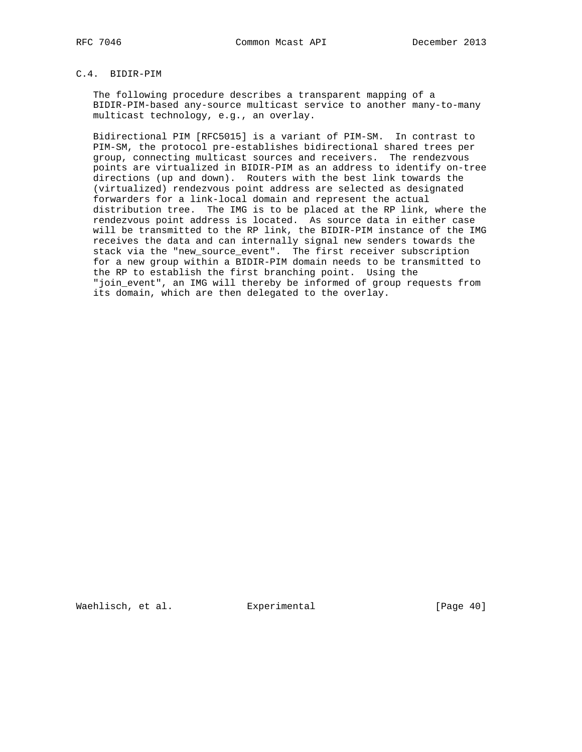### C.4. BIDIR-PIM

The following procedure describes a transparent mapping of a BIDIR-PIM-based any-source multicast service to another many-to-many multicast technology, e.g., an overlay.

Bidirectional PIM [RFC5015] is a variant of PIM-SM. In contrast to PIM-SM, the protocol pre-establishes bidirectional shared trees per group, connecting multicast sources and receivers. The rendezvous points are virtualized in BIDIR-PIM as an address to identify on-tree directions (up and down). Routers with the best link towards the (virtualized) rendezvous point address are selected as designated forwarders for a link-local domain and represent the actual distribution tree. The IMG is to be placed at the RP link, where the rendezvous point address is located. As source data in either case will be transmitted to the RP link, the BIDIR-PIM instance of the IMG receives the data and can internally signal new senders towards the stack via the "new_source_event". The first receiver subscription for a new group within a BIDIR-PIM domain needs to be transmitted to the RP to establish the first branching point. Using the "join_event", an IMG will thereby be informed of group requests from its domain, which are then delegated to the overlay.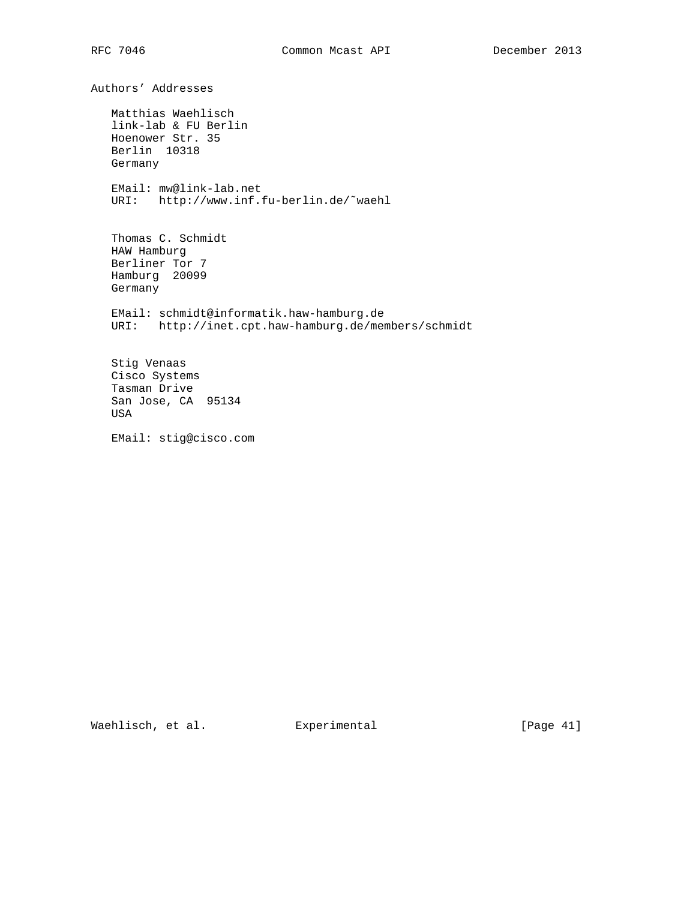# Authors' Addresses

Matthias Waehlisch
link-lab & FU Berlin
Hoenower Str. 35
Berlin  10318
Germany

EMail: mw@link-lab.net
URI:   http://www.inf.fu-berlin.de/~waehl

Thomas C. Schmidt
HAW Hamburg
Berliner Tor 7
Hamburg  20099
Germany

EMail: schmidt@informatik.haw-hamburg.de
URI:   http://inet.cpt.haw-hamburg.de/members/schmidt

Stig Venaas
Cisco Systems
Tasman Drive
San Jose, CA  95134
USA

EMail: stig@cisco.com